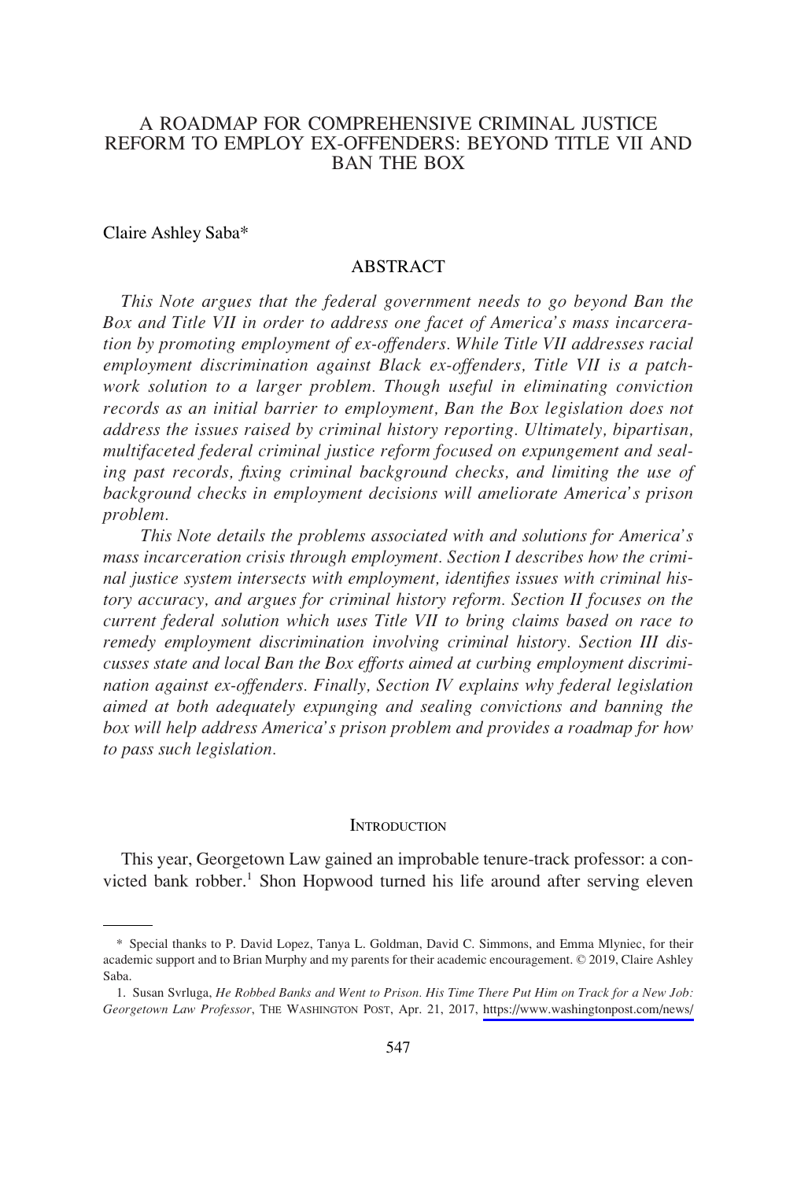# A ROADMAP FOR COMPREHENSIVE CRIMINAL JUSTICE REFORM TO EMPLOY EX-OFFENDERS: BEYOND TITLE VII AND BAN THE BOX

Claire Ashley Saba*

## ABSTRACT

*This Note argues that the federal government needs to go beyond Ban the Box and Title VII in order to address one facet of America's mass incarceration by promoting employment of ex-offenders. While Title VII addresses racial employment discrimination against Black ex-offenders, Title VII is a patchwork solution to a larger problem. Though useful in eliminating conviction records as an initial barrier to employment, Ban the Box legislation does not address the issues raised by criminal history reporting. Ultimately, bipartisan, multifaceted federal criminal justice reform focused on expungement and sealing past records, fixing criminal background checks, and limiting the use of background checks in employment decisions will ameliorate America's prison problem.*

*This Note details the problems associated with and solutions for America's mass incarceration crisis through employment. Section I describes how the criminal justice system intersects with employment, identifies issues with criminal history accuracy, and argues for criminal history reform. Section II focuses on the current federal solution which uses Title VII to bring claims based on race to remedy employment discrimination involving criminal history. Section III discusses state and local Ban the Box efforts aimed at curbing employment discrimination against ex-offenders. Finally, Section IV explains why federal legislation aimed at both adequately expunging and sealing convictions and banning the box will help address America's prison problem and provides a roadmap for how to pass such legislation.*

## INTRODUCTION

This year, Georgetown Law gained an improbable tenure-track professor: a convicted bank robber.[1] Shon Hopwood turned his life around after serving eleven

---

\* Special thanks to P. David Lopez, Tanya L. Goldman, David C. Simmons, and Emma Mlyniec, for their academic support and to Brian Murphy and my parents for their academic encouragement. © 2019, Claire Ashley Saba.

1. Susan Svrluga, *He Robbed Banks and Went to Prison. His Time There Put Him on Track for a New Job: Georgetown Law Professor*, THE WASHINGTON POST, Apr. 21, 2017, https://www.washingtonpost.com/news/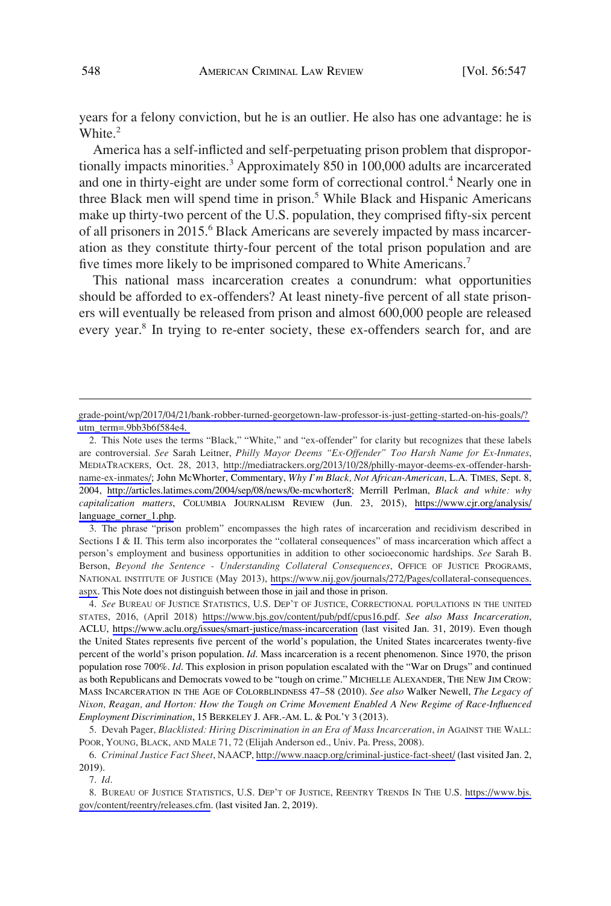years for a felony conviction, but he is an outlier. He also has one advantage: he is White.[2]

America has a self-inflicted and self-perpetuating prison problem that disproportionally impacts minorities.[3] Approximately 850 in 100,000 adults are incarcerated and one in thirty-eight are under some form of correctional control.[4] Nearly one in three Black men will spend time in prison.[5] While Black and Hispanic Americans make up thirty-two percent of the U.S. population, they comprised fifty-six percent of all prisoners in 2015.[6] Black Americans are severely impacted by mass incarceration as they constitute thirty-four percent of the total prison population and are five times more likely to be imprisoned compared to White Americans.[7]

This national mass incarceration creates a conundrum: what opportunities should be afforded to ex-offenders? At least ninety-five percent of all state prisoners will eventually be released from prison and almost 600,000 people are released every year.[8] In trying to re-enter society, these ex-offenders search for, and are

---

grade-point/wp/2017/04/21/bank-robber-turned-georgetown-law-professor-is-just-getting-started-on-his-goals/?utm_term=.9bb3b6f584e4.

2. This Note uses the terms "Black," "White," and "ex-offender" for clarity but recognizes that these labels are controversial. *See* Sarah Leitner, *Philly Mayor Deems "Ex-Offender" Too Harsh Name for Ex-Inmates*, MEDIATRACKERS, Oct. 28, 2013, http://mediatrackers.org/2013/10/28/philly-mayor-deems-ex-offender-harsh-name-ex-inmates/; John McWhorter, Commentary, *Why I'm Black, Not African-American*, L.A. TIMES, Sept. 8, 2004, http://articles.latimes.com/2004/sep/08/news/0e-mcwhorter8; Merrill Perlman, *Black and white: why capitalization matters*, COLUMBIA JOURNALISM REVIEW (Jun. 23, 2015), https://www.cjr.org/analysis/language_corner_1.php.

3. The phrase "prison problem" encompasses the high rates of incarceration and recidivism described in Sections I & II. This term also incorporates the "collateral consequences" of mass incarceration which affect a person's employment and business opportunities in addition to other socioeconomic hardships. *See* Sarah B. Berson, *Beyond the Sentence - Understanding Collateral Consequences*, OFFICE OF JUSTICE PROGRAMS, NATIONAL INSTITUTE OF JUSTICE (May 2013), https://www.nij.gov/journals/272/Pages/collateral-consequences.aspx. This Note does not distinguish between those in jail and those in prison.

4. *See* BUREAU OF JUSTICE STATISTICS, U.S. DEP'T OF JUSTICE, CORRECTIONAL POPULATIONS IN THE UNITED STATES, 2016, (April 2018) https://www.bjs.gov/content/pub/pdf/cpus16.pdf. *See also Mass Incarceration*, ACLU, https://www.aclu.org/issues/smart-justice/mass-incarceration (last visited Jan. 31, 2019). Even though the United States represents five percent of the world's population, the United States incarcerates twenty-five percent of the world's prison population. *Id*. Mass incarceration is a recent phenomenon. Since 1970, the prison population rose 700%. *Id*. This explosion in prison population escalated with the "War on Drugs" and continued as both Republicans and Democrats vowed to be "tough on crime." MICHELLE ALEXANDER, THE NEW JIM CROW: MASS INCARCERATION IN THE AGE OF COLORBLINDNESS 47–58 (2010). *See also* Walker Newell, *The Legacy of Nixon, Reagan, and Horton: How the Tough on Crime Movement Enabled A New Regime of Race-Influenced Employment Discrimination*, 15 BERKELEY J. AFR.-AM. L. & POL'Y 3 (2013).

5. Devah Pager, *Blacklisted: Hiring Discrimination in an Era of Mass Incarceration*, *in* AGAINST THE WALL: POOR, YOUNG, BLACK, AND MALE 71, 72 (Elijah Anderson ed., Univ. Pa. Press, 2008).

6. *Criminal Justice Fact Sheet*, NAACP, http://www.naacp.org/criminal-justice-fact-sheet/ (last visited Jan. 2, 2019).

7. *Id*.

8. BUREAU OF JUSTICE STATISTICS, U.S. DEP'T OF JUSTICE, REENTRY TRENDS IN THE U.S. https://www.bjs.gov/content/reentry/releases.cfm. (last visited Jan. 2, 2019).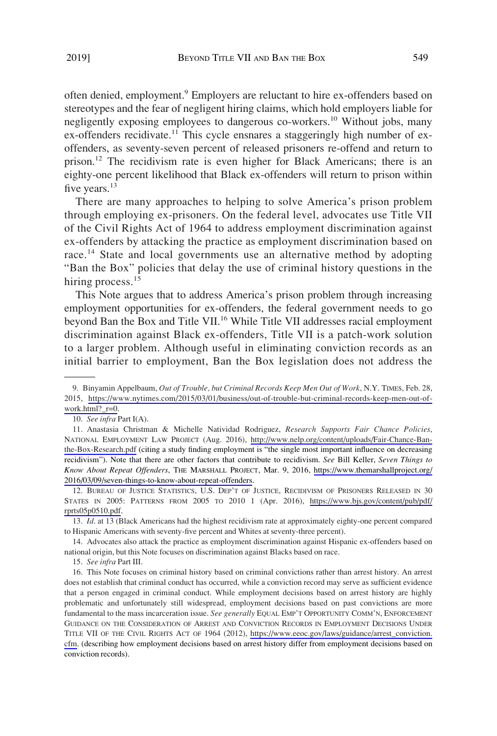often denied, employment.[9] Employers are reluctant to hire ex-offenders based on stereotypes and the fear of negligent hiring claims, which hold employers liable for negligently exposing employees to dangerous co-workers.[10] Without jobs, many ex-offenders recidivate.[11] This cycle ensnares a staggeringly high number of ex-offenders, as seventy-seven percent of released prisoners re-offend and return to prison.[12] The recidivism rate is even higher for Black Americans; there is an eighty-one percent likelihood that Black ex-offenders will return to prison within five years.[13]

There are many approaches to helping to solve America's prison problem through employing ex-prisoners. On the federal level, advocates use Title VII of the Civil Rights Act of 1964 to address employment discrimination against ex-offenders by attacking the practice as employment discrimination based on race.[14] State and local governments use an alternative method by adopting "Ban the Box" policies that delay the use of criminal history questions in the hiring process.[15]

This Note argues that to address America's prison problem through increasing employment opportunities for ex-offenders, the federal government needs to go beyond Ban the Box and Title VII.[16] While Title VII addresses racial employment discrimination against Black ex-offenders, Title VII is a patch-work solution to a larger problem. Although useful in eliminating conviction records as an initial barrier to employment, Ban the Box legislation does not address the

---

9. Binyamin Appelbaum, *Out of Trouble, but Criminal Records Keep Men Out of Work*, N.Y. TIMES, Feb. 28, 2015, https://www.nytimes.com/2015/03/01/business/out-of-trouble-but-criminal-records-keep-men-out-of-work.html?_r=0.

10. *See infra* Part I(A).

11. Anastasia Christman & Michelle Natividad Rodriguez, *Research Supports Fair Chance Policies*, NATIONAL EMPLOYMENT LAW PROJECT (Aug. 2016), http://www.nelp.org/content/uploads/Fair-Chance-Ban-the-Box-Research.pdf (citing a study finding employment is "the single most important influence on decreasing recidivism"). Note that there are other factors that contribute to recidivism. *See* Bill Keller, *Seven Things to Know About Repeat Offenders*, THE MARSHALL PROJECT, Mar. 9, 2016, https://www.themarshallproject.org/2016/03/09/seven-things-to-know-about-repeat-offenders.

12. BUREAU OF JUSTICE STATISTICS, U.S. DEP'T OF JUSTICE, RECIDIVISM OF PRISONERS RELEASED IN 30 STATES IN 2005: PATTERNS FROM 2005 TO 2010 1 (Apr. 2016), https://www.bjs.gov/content/pub/pdf/rprts05p0510.pdf.

13. *Id*. at 13 (Black Americans had the highest recidivism rate at approximately eighty-one percent compared to Hispanic Americans with seventy-five percent and Whites at seventy-three percent).

14. Advocates also attack the practice as employment discrimination against Hispanic ex-offenders based on national origin, but this Note focuses on discrimination against Blacks based on race.

15. *See infra* Part III.

16. This Note focuses on criminal history based on criminal convictions rather than arrest history. An arrest does not establish that criminal conduct has occurred, while a conviction record may serve as sufficient evidence that a person engaged in criminal conduct. While employment decisions based on arrest history are highly problematic and unfortunately still widespread, employment decisions based on past convictions are more fundamental to the mass incarceration issue. *See generally* EQUAL EMP'T OPPORTUNITY COMM'N, ENFORCEMENT GUIDANCE ON THE CONSIDERATION OF ARREST AND CONVICTION RECORDS IN EMPLOYMENT DECISIONS UNDER TITLE VII OF THE CIVIL RIGHTS ACT OF 1964 (2012), https://www.eeoc.gov/laws/guidance/arrest_conviction.cfm. (describing how employment decisions based on arrest history differ from employment decisions based on conviction records).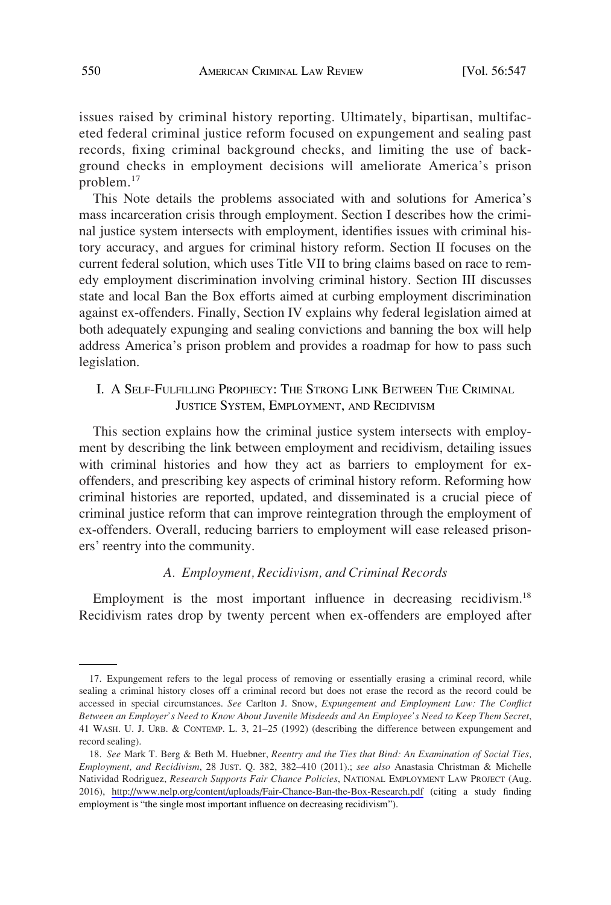issues raised by criminal history reporting. Ultimately, bipartisan, multifaceted federal criminal justice reform focused on expungement and sealing past records, fixing criminal background checks, and limiting the use of background checks in employment decisions will ameliorate America's prison problem.[17]

This Note details the problems associated with and solutions for America's mass incarceration crisis through employment. Section I describes how the criminal justice system intersects with employment, identifies issues with criminal history accuracy, and argues for criminal history reform. Section II focuses on the current federal solution, which uses Title VII to bring claims based on race to remedy employment discrimination involving criminal history. Section III discusses state and local Ban the Box efforts aimed at curbing employment discrimination against ex-offenders. Finally, Section IV explains why federal legislation aimed at both adequately expunging and sealing convictions and banning the box will help address America's prison problem and provides a roadmap for how to pass such legislation.

## I. A Self-Fulfilling Prophecy: The Strong Link Between The Criminal Justice System, Employment, and Recidivism

This section explains how the criminal justice system intersects with employment by describing the link between employment and recidivism, detailing issues with criminal histories and how they act as barriers to employment for ex-offenders, and prescribing key aspects of criminal history reform. Reforming how criminal histories are reported, updated, and disseminated is a crucial piece of criminal justice reform that can improve reintegration through the employment of ex-offenders. Overall, reducing barriers to employment will ease released prisoners' reentry into the community.

### *A. Employment, Recidivism, and Criminal Records*

Employment is the most important influence in decreasing recidivism.[18] Recidivism rates drop by twenty percent when ex-offenders are employed after

---

17. Expungement refers to the legal process of removing or essentially erasing a criminal record, while sealing a criminal history closes off a criminal record but does not erase the record as the record could be accessed in special circumstances. *See* Carlton J. Snow, *Expungement and Employment Law: The Conflict Between an Employer's Need to Know About Juvenile Misdeeds and An Employee's Need to Keep Them Secret*, 41 Wash. U. J. Urb. & Contemp. L. 3, 21–25 (1992) (describing the difference between expungement and record sealing).

18. *See* Mark T. Berg & Beth M. Huebner, *Reentry and the Ties that Bind: An Examination of Social Ties, Employment, and Recidivism*, 28 Just. Q. 382, 382–410 (2011).; *see also* Anastasia Christman & Michelle Natividad Rodriguez, *Research Supports Fair Chance Policies*, National Employment Law Project (Aug. 2016), http://www.nelp.org/content/uploads/Fair-Chance-Ban-the-Box-Research.pdf (citing a study finding employment is "the single most important influence on decreasing recidivism").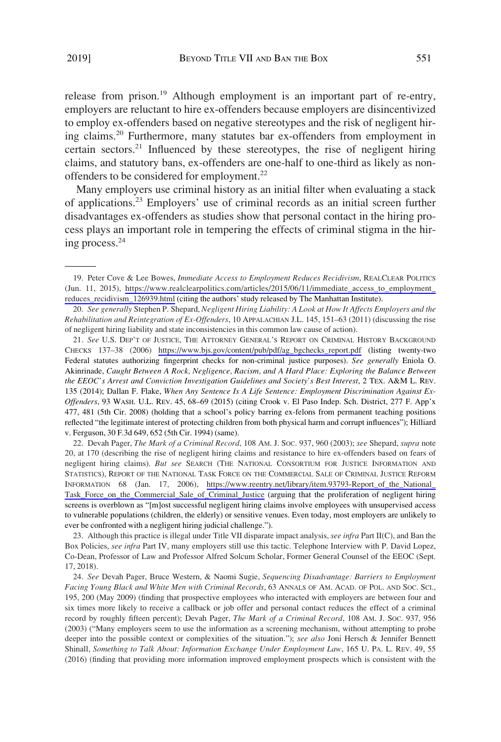release from prison.[19] Although employment is an important part of re-entry, employers are reluctant to hire ex-offenders because employers are disincentivized to employ ex-offenders based on negative stereotypes and the risk of negligent hiring claims.[20] Furthermore, many statutes bar ex-offenders from employment in certain sectors.[21] Influenced by these stereotypes, the rise of negligent hiring claims, and statutory bans, ex-offenders are one-half to one-third as likely as non-offenders to be considered for employment.[22]

Many employers use criminal history as an initial filter when evaluating a stack of applications.[23] Employers' use of criminal records as an initial screen further disadvantages ex-offenders as studies show that personal contact in the hiring process plays an important role in tempering the effects of criminal stigma in the hiring process.[24]

---

19. Peter Cove & Lee Bowes, *Immediate Access to Employment Reduces Recidivism*, REALCLEAR POLITICS (Jun. 11, 2015), https://www.realclearpolitics.com/articles/2015/06/11/immediate_access_to_employment_reduces_recidivism_126939.html (citing the authors' study released by The Manhattan Institute).

20. *See generally* Stephen P. Shepard, *Negligent Hiring Liability: A Look at How It Affects Employers and the Rehabilitation and Reintegration of Ex-Offenders*, 10 APPALACHIAN J.L. 145, 151–63 (2011) (discussing the rise of negligent hiring liability and state inconsistencies in this common law cause of action).

21. *See* U.S. DEP'T OF JUSTICE, THE ATTORNEY GENERAL'S REPORT ON CRIMINAL HISTORY BACKGROUND CHECKS 137–38 (2006) https://www.bjs.gov/content/pub/pdf/ag_bgchecks_report.pdf (listing twenty-two Federal statutes authorizing fingerprint checks for non-criminal justice purposes). *See generally* Eniola O. Akinrinade, *Caught Between A Rock, Negligence, Racism, and A Hard Place: Exploring the Balance Between the EEOC's Arrest and Conviction Investigation Guidelines and Society's Best Interest*, 2 TEX. A&M L. REV. 135 (2014); Dallan F. Flake, *When Any Sentence Is A Life Sentence: Employment Discrimination Against Ex-Offenders*, 93 WASH. U.L. REV. 45, 68–69 (2015) (citing Crook v. El Paso Indep. Sch. District, 277 F. App'x 477, 481 (5th Cir. 2008) (holding that a school's policy barring ex-felons from permanent teaching positions reflected "the legitimate interest of protecting children from both physical harm and corrupt influences"); Hilliard v. Ferguson, 30 F.3d 649, 652 (5th Cir. 1994) (same).

22. Devah Pager, *The Mark of a Criminal Record*, 108 AM. J. SOC. 937, 960 (2003); *see* Shepard, *supra* note 20, at 170 (describing the rise of negligent hiring claims and resistance to hire ex-offenders based on fears of negligent hiring claims). *But see* SEARCH (THE NATIONAL CONSORTIUM FOR JUSTICE INFORMATION AND STATISTICS), REPORT OF THE NATIONAL TASK FORCE ON THE COMMERCIAL SALE OF CRIMINAL JUSTICE REFORM INFORMATION 68 (Jan. 17, 2006), https://www.reentry.net/library/item.93793-Report_of_the_National_Task_Force_on_the_Commercial_Sale_of_Criminal_Justice (arguing that the proliferation of negligent hiring screens is overblown as "[m]ost successful negligent hiring claims involve employees with unsupervised access to vulnerable populations (children, the elderly) or sensitive venues. Even today, most employers are unlikely to ever be confronted with a negligent hiring judicial challenge.").

23. Although this practice is illegal under Title VII disparate impact analysis, *see infra* Part II(C), and Ban the Box Policies, *see infra* Part IV, many employers still use this tactic. Telephone Interview with P. David Lopez, Co-Dean, Professor of Law and Professor Alfred Solcum Scholar, Former General Counsel of the EEOC (Sept. 17, 2018).

24. *See* Devah Pager, Bruce Western, & Naomi Sugie, *Sequencing Disadvantage: Barriers to Employment Facing Young Black and White Men with Criminal Records*, 63 ANNALS OF AM. ACAD. OF POL. AND SOC. SCI., 195, 200 (May 2009) (finding that prospective employees who interacted with employers are between four and six times more likely to receive a callback or job offer and personal contact reduces the effect of a criminal record by roughly fifteen percent); Devah Pager, *The Mark of a Criminal Record*, 108 AM. J. SOC. 937, 956 (2003) ("Many employers seem to use the information as a screening mechanism, without attempting to probe deeper into the possible context or complexities of the situation."); *see also* Joni Hersch & Jennifer Bennett Shinall, *Something to Talk About: Information Exchange Under Employment Law*, 165 U. PA. L. REV. 49, 55 (2016) (finding that providing more information improved employment prospects which is consistent with the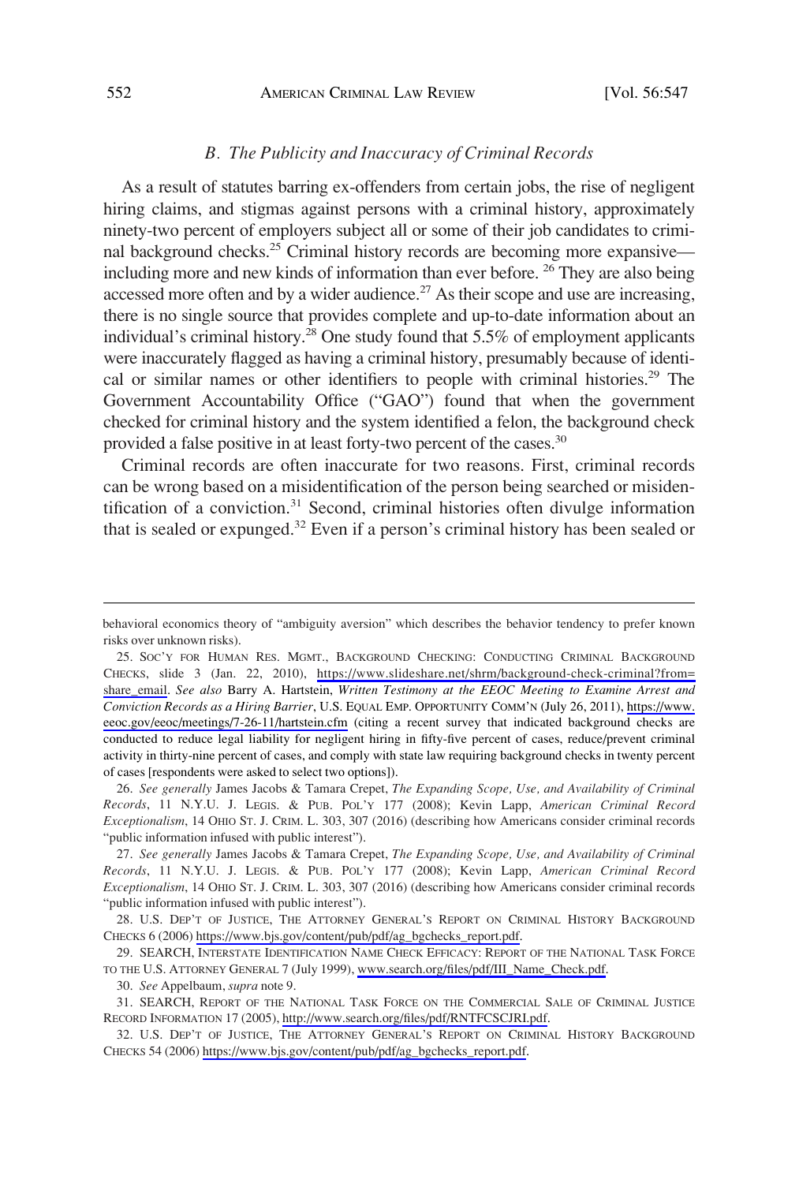### *B. The Publicity and Inaccuracy of Criminal Records*

As a result of statutes barring ex-offenders from certain jobs, the rise of negligent hiring claims, and stigmas against persons with a criminal history, approximately ninety-two percent of employers subject all or some of their job candidates to criminal background checks.[25] Criminal history records are becoming more expansive—including more and new kinds of information than ever before. [26] They are also being accessed more often and by a wider audience.[27] As their scope and use are increasing, there is no single source that provides complete and up-to-date information about an individual's criminal history.[28] One study found that 5.5% of employment applicants were inaccurately flagged as having a criminal history, presumably because of identical or similar names or other identifiers to people with criminal histories.[29] The Government Accountability Office ("GAO") found that when the government checked for criminal history and the system identified a felon, the background check provided a false positive in at least forty-two percent of the cases.[30]

Criminal records are often inaccurate for two reasons. First, criminal records can be wrong based on a misidentification of the person being searched or misidentification of a conviction.[31] Second, criminal histories often divulge information that is sealed or expunged.[32] Even if a person's criminal history has been sealed or

---

behavioral economics theory of "ambiguity aversion" which describes the behavior tendency to prefer known risks over unknown risks).

25. SOC'Y FOR HUMAN RES. MGMT., BACKGROUND CHECKING: CONDUCTING CRIMINAL BACKGROUND CHECKS, slide 3 (Jan. 22, 2010), https://www.slideshare.net/shrm/background-check-criminal?from=share_email. *See also* Barry A. Hartstein, *Written Testimony at the EEOC Meeting to Examine Arrest and Conviction Records as a Hiring Barrier*, U.S. EQUAL EMP. OPPORTUNITY COMM'N (July 26, 2011), https://www.eeoc.gov/eeoc/meetings/7-26-11/hartstein.cfm (citing a recent survey that indicated background checks are conducted to reduce legal liability for negligent hiring in fifty-five percent of cases, reduce/prevent criminal activity in thirty-nine percent of cases, and comply with state law requiring background checks in twenty percent of cases [respondents were asked to select two options]).

26. *See generally* James Jacobs & Tamara Crepet, *The Expanding Scope, Use, and Availability of Criminal Records*, 11 N.Y.U. J. LEGIS. & PUB. POL'Y 177 (2008); Kevin Lapp, *American Criminal Record Exceptionalism*, 14 OHIO ST. J. CRIM. L. 303, 307 (2016) (describing how Americans consider criminal records "public information infused with public interest").

27. *See generally* James Jacobs & Tamara Crepet, *The Expanding Scope, Use, and Availability of Criminal Records*, 11 N.Y.U. J. LEGIS. & PUB. POL'Y 177 (2008); Kevin Lapp, *American Criminal Record Exceptionalism*, 14 OHIO ST. J. CRIM. L. 303, 307 (2016) (describing how Americans consider criminal records "public information infused with public interest").

28. U.S. DEP'T OF JUSTICE, THE ATTORNEY GENERAL'S REPORT ON CRIMINAL HISTORY BACKGROUND CHECKS 6 (2006) https://www.bjs.gov/content/pub/pdf/ag_bgchecks_report.pdf.

29. SEARCH, INTERSTATE IDENTIFICATION NAME CHECK EFFICACY: REPORT OF THE NATIONAL TASK FORCE TO THE U.S. ATTORNEY GENERAL 7 (July 1999), www.search.org/files/pdf/III_Name_Check.pdf.

30. *See* Appelbaum, *supra* note 9.

31. SEARCH, REPORT OF THE NATIONAL TASK FORCE ON THE COMMERCIAL SALE OF CRIMINAL JUSTICE RECORD INFORMATION 17 (2005), http://www.search.org/files/pdf/RNTFCSCJRI.pdf.

32. U.S. DEP'T OF JUSTICE, THE ATTORNEY GENERAL'S REPORT ON CRIMINAL HISTORY BACKGROUND CHECKS 54 (2006) https://www.bjs.gov/content/pub/pdf/ag_bgchecks_report.pdf.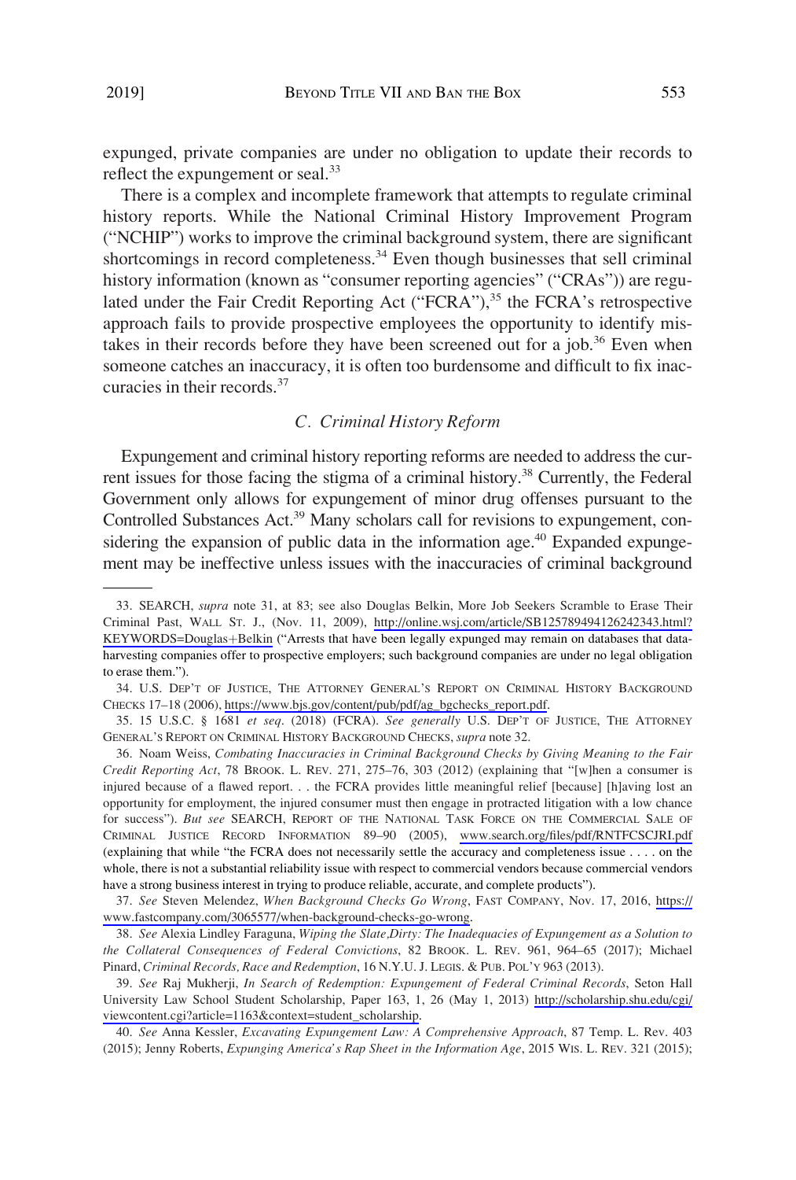expunged, private companies are under no obligation to update their records to reflect the expungement or seal.[33]

There is a complex and incomplete framework that attempts to regulate criminal history reports. While the National Criminal History Improvement Program ("NCHIP") works to improve the criminal background system, there are significant shortcomings in record completeness.[34] Even though businesses that sell criminal history information (known as "consumer reporting agencies" ("CRAs")) are regulated under the Fair Credit Reporting Act ("FCRA"),[35] the FCRA's retrospective approach fails to provide prospective employees the opportunity to identify mistakes in their records before they have been screened out for a job.[36] Even when someone catches an inaccuracy, it is often too burdensome and difficult to fix inaccuracies in their records.[37]

### *C. Criminal History Reform*

Expungement and criminal history reporting reforms are needed to address the current issues for those facing the stigma of a criminal history.[38] Currently, the Federal Government only allows for expungement of minor drug offenses pursuant to the Controlled Substances Act.[39] Many scholars call for revisions to expungement, considering the expansion of public data in the information age.[40] Expanded expungement may be ineffective unless issues with the inaccuracies of criminal background

---

33. SEARCH, *supra* note 31, at 83; see also Douglas Belkin, More Job Seekers Scramble to Erase Their Criminal Past, WALL ST. J., (Nov. 11, 2009), http://online.wsj.com/article/SB125789494126242343.html?KEYWORDS=Douglas+Belkin ("Arrests that have been legally expunged may remain on databases that data-harvesting companies offer to prospective employers; such background companies are under no legal obligation to erase them.").

34. U.S. DEP'T OF JUSTICE, THE ATTORNEY GENERAL'S REPORT ON CRIMINAL HISTORY BACKGROUND CHECKS 17–18 (2006), https://www.bjs.gov/content/pub/pdf/ag_bgchecks_report.pdf.

35. 15 U.S.C. § 1681 *et seq*. (2018) (FCRA). *See generally* U.S. DEP'T OF JUSTICE, THE ATTORNEY GENERAL'S REPORT ON CRIMINAL HISTORY BACKGROUND CHECKS, *supra* note 32.

36. Noam Weiss, *Combating Inaccuracies in Criminal Background Checks by Giving Meaning to the Fair Credit Reporting Act*, 78 BROOK. L. REV. 271, 275–76, 303 (2012) (explaining that "[w]hen a consumer is injured because of a flawed report. . . the FCRA provides little meaningful relief [because] [h]aving lost an opportunity for employment, the injured consumer must then engage in protracted litigation with a low chance for success"). *But see* SEARCH, REPORT OF THE NATIONAL TASK FORCE ON THE COMMERCIAL SALE OF CRIMINAL JUSTICE RECORD INFORMATION 89–90 (2005), www.search.org/files/pdf/RNTFCSCJRI.pdf (explaining that while "the FCRA does not necessarily settle the accuracy and completeness issue . . . . on the whole, there is not a substantial reliability issue with respect to commercial vendors because commercial vendors have a strong business interest in trying to produce reliable, accurate, and complete products").

37. *See* Steven Melendez, *When Background Checks Go Wrong*, FAST COMPANY, Nov. 17, 2016, https://www.fastcompany.com/3065577/when-background-checks-go-wrong.

38. *See* Alexia Lindley Faraguna, *Wiping the Slate,Dirty: The Inadequacies of Expungement as a Solution to the Collateral Consequences of Federal Convictions*, 82 BROOK. L. REV. 961, 964–65 (2017); Michael Pinard, *Criminal Records, Race and Redemption*, 16 N.Y.U. J. LEGIS. & PUB. POL'Y 963 (2013).

39. *See* Raj Mukherji, *In Search of Redemption: Expungement of Federal Criminal Records*, Seton Hall University Law School Student Scholarship, Paper 163, 1, 26 (May 1, 2013) http://scholarship.shu.edu/cgi/viewcontent.cgi?article=1163&context=student_scholarship.

40. *See* Anna Kessler, *Excavating Expungement Law: A Comprehensive Approach*, 87 Temp. L. Rev. 403 (2015); Jenny Roberts, *Expunging America's Rap Sheet in the Information Age*, 2015 WIS. L. REV. 321 (2015);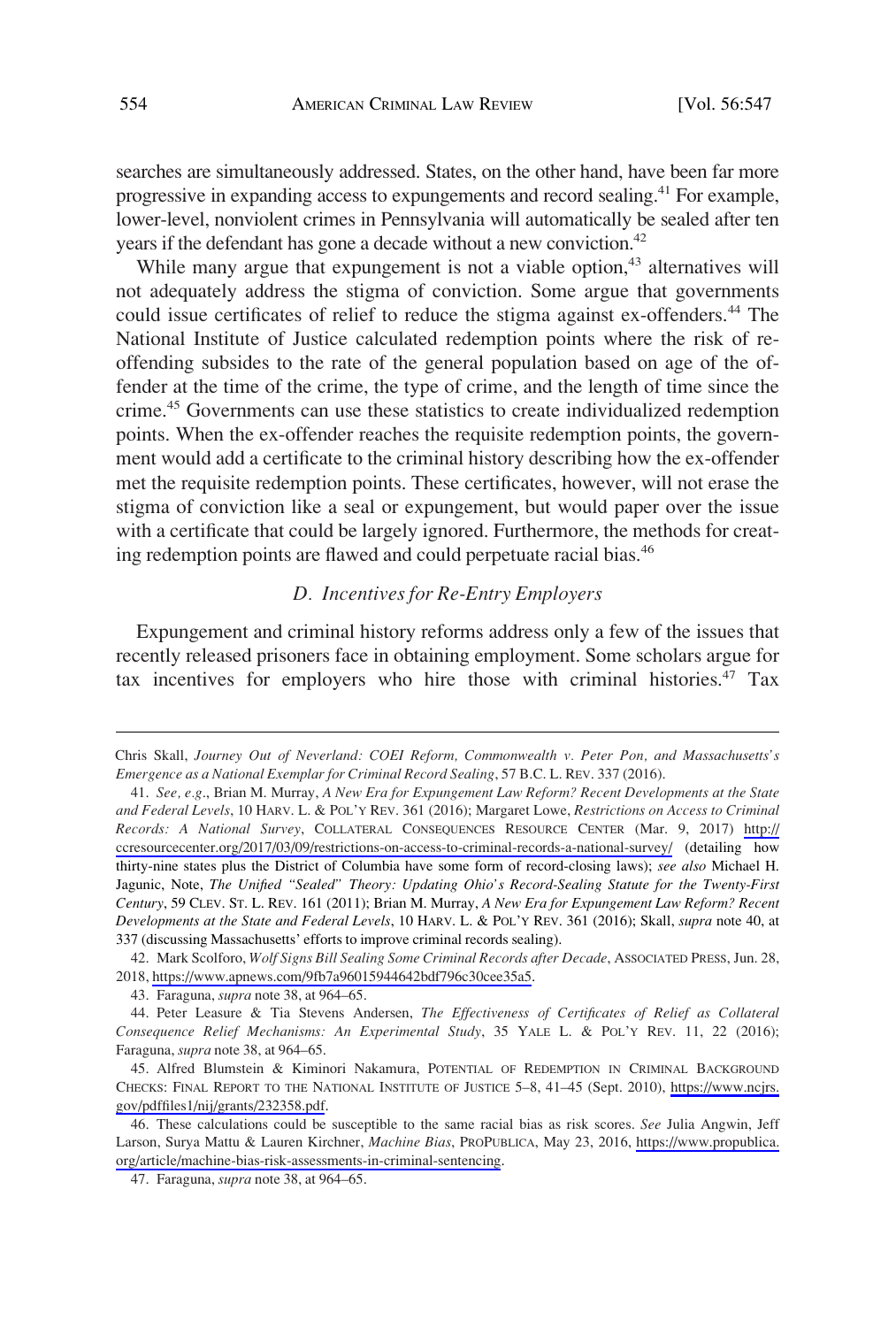searches are simultaneously addressed. States, on the other hand, have been far more progressive in expanding access to expungements and record sealing.[41] For example, lower-level, nonviolent crimes in Pennsylvania will automatically be sealed after ten years if the defendant has gone a decade without a new conviction.[42]

While many argue that expungement is not a viable option,[43] alternatives will not adequately address the stigma of conviction. Some argue that governments could issue certificates of relief to reduce the stigma against ex-offenders.[44] The National Institute of Justice calculated redemption points where the risk of re-offending subsides to the rate of the general population based on age of the offender at the time of the crime, the type of crime, and the length of time since the crime.[45] Governments can use these statistics to create individualized redemption points. When the ex-offender reaches the requisite redemption points, the government would add a certificate to the criminal history describing how the ex-offender met the requisite redemption points. These certificates, however, will not erase the stigma of conviction like a seal or expungement, but would paper over the issue with a certificate that could be largely ignored. Furthermore, the methods for creating redemption points are flawed and could perpetuate racial bias.[46]

### *D. Incentives for Re-Entry Employers*

Expungement and criminal history reforms address only a few of the issues that recently released prisoners face in obtaining employment. Some scholars argue for tax incentives for employers who hire those with criminal histories.[47] Tax

---

Chris Skall, *Journey Out of Neverland: COEI Reform, Commonwealth v. Peter Pon, and Massachusetts's Emergence as a National Exemplar for Criminal Record Sealing*, 57 B.C. L. REV. 337 (2016).

41. *See, e.g.*, Brian M. Murray, *A New Era for Expungement Law Reform? Recent Developments at the State and Federal Levels*, 10 HARV. L. & POL'Y REV. 361 (2016); Margaret Lowe, *Restrictions on Access to Criminal Records: A National Survey*, COLLATERAL CONSEQUENCES RESOURCE CENTER (Mar. 9, 2017) http://ccresourcecenter.org/2017/03/09/restrictions-on-access-to-criminal-records-a-national-survey/ (detailing how thirty-nine states plus the District of Columbia have some form of record-closing laws); *see also* Michael H. Jagunic, Note, *The Unified "Sealed" Theory: Updating Ohio's Record-Sealing Statute for the Twenty-First Century*, 59 CLEV. ST. L. REV. 161 (2011); Brian M. Murray, *A New Era for Expungement Law Reform? Recent Developments at the State and Federal Levels*, 10 HARV. L. & POL'Y REV. 361 (2016); Skall, *supra* note 40, at 337 (discussing Massachusetts' efforts to improve criminal records sealing).

42. Mark Scolforo, *Wolf Signs Bill Sealing Some Criminal Records after Decade*, ASSOCIATED PRESS, Jun. 28, 2018, https://www.apnews.com/9fb7a96015944642bdf796c30cee35a5.

43. Faraguna, *supra* note 38, at 964–65.

44. Peter Leasure & Tia Stevens Andersen, *The Effectiveness of Certificates of Relief as Collateral Consequence Relief Mechanisms: An Experimental Study*, 35 YALE L. & POL'Y REV. 11, 22 (2016); Faraguna, *supra* note 38, at 964–65.

45. Alfred Blumstein & Kiminori Nakamura, POTENTIAL OF REDEMPTION IN CRIMINAL BACKGROUND CHECKS: FINAL REPORT TO THE NATIONAL INSTITUTE OF JUSTICE 5–8, 41–45 (Sept. 2010), https://www.ncjrs.gov/pdffiles1/nij/grants/232358.pdf.

46. These calculations could be susceptible to the same racial bias as risk scores. *See* Julia Angwin, Jeff Larson, Surya Mattu & Lauren Kirchner, *Machine Bias*, PROPUBLICA, May 23, 2016, https://www.propublica.org/article/machine-bias-risk-assessments-in-criminal-sentencing.

47. Faraguna, *supra* note 38, at 964–65.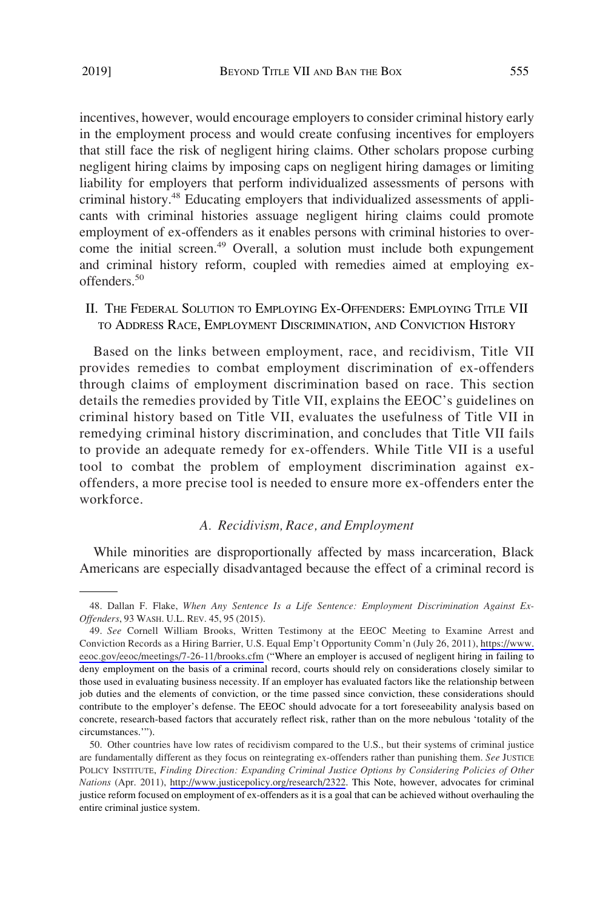incentives, however, would encourage employers to consider criminal history early in the employment process and would create confusing incentives for employers that still face the risk of negligent hiring claims. Other scholars propose curbing negligent hiring claims by imposing caps on negligent hiring damages or limiting liability for employers that perform individualized assessments of persons with criminal history.[48] Educating employers that individualized assessments of applicants with criminal histories assuage negligent hiring claims could promote employment of ex-offenders as it enables persons with criminal histories to overcome the initial screen.[49] Overall, a solution must include both expungement and criminal history reform, coupled with remedies aimed at employing ex-offenders.[50]

## II. The Federal Solution to Employing Ex-Offenders: Employing Title VII to Address Race, Employment Discrimination, and Conviction History

Based on the links between employment, race, and recidivism, Title VII provides remedies to combat employment discrimination of ex-offenders through claims of employment discrimination based on race. This section details the remedies provided by Title VII, explains the EEOC's guidelines on criminal history based on Title VII, evaluates the usefulness of Title VII in remedying criminal history discrimination, and concludes that Title VII fails to provide an adequate remedy for ex-offenders. While Title VII is a useful tool to combat the problem of employment discrimination against ex-offenders, a more precise tool is needed to ensure more ex-offenders enter the workforce.

### *A. Recidivism, Race, and Employment*

While minorities are disproportionally affected by mass incarceration, Black Americans are especially disadvantaged because the effect of a criminal record is

---

48. Dallan F. Flake, *When Any Sentence Is a Life Sentence: Employment Discrimination Against Ex-Offenders*, 93 WASH. U.L. REV. 45, 95 (2015).

49. *See* Cornell William Brooks, Written Testimony at the EEOC Meeting to Examine Arrest and Conviction Records as a Hiring Barrier, U.S. Equal Emp't Opportunity Comm'n (July 26, 2011), https://www.eeoc.gov/eeoc/meetings/7-26-11/brooks.cfm ("Where an employer is accused of negligent hiring in failing to deny employment on the basis of a criminal record, courts should rely on considerations closely similar to those used in evaluating business necessity. If an employer has evaluated factors like the relationship between job duties and the elements of conviction, or the time passed since conviction, these considerations should contribute to the employer's defense. The EEOC should advocate for a tort foreseeability analysis based on concrete, research-based factors that accurately reflect risk, rather than on the more nebulous 'totality of the circumstances.'").

50. Other countries have low rates of recidivism compared to the U.S., but their systems of criminal justice are fundamentally different as they focus on reintegrating ex-offenders rather than punishing them. *See* JUSTICE POLICY INSTITUTE, *Finding Direction: Expanding Criminal Justice Options by Considering Policies of Other Nations* (Apr. 2011), http://www.justicepolicy.org/research/2322. This Note, however, advocates for criminal justice reform focused on employment of ex-offenders as it is a goal that can be achieved without overhauling the entire criminal justice system.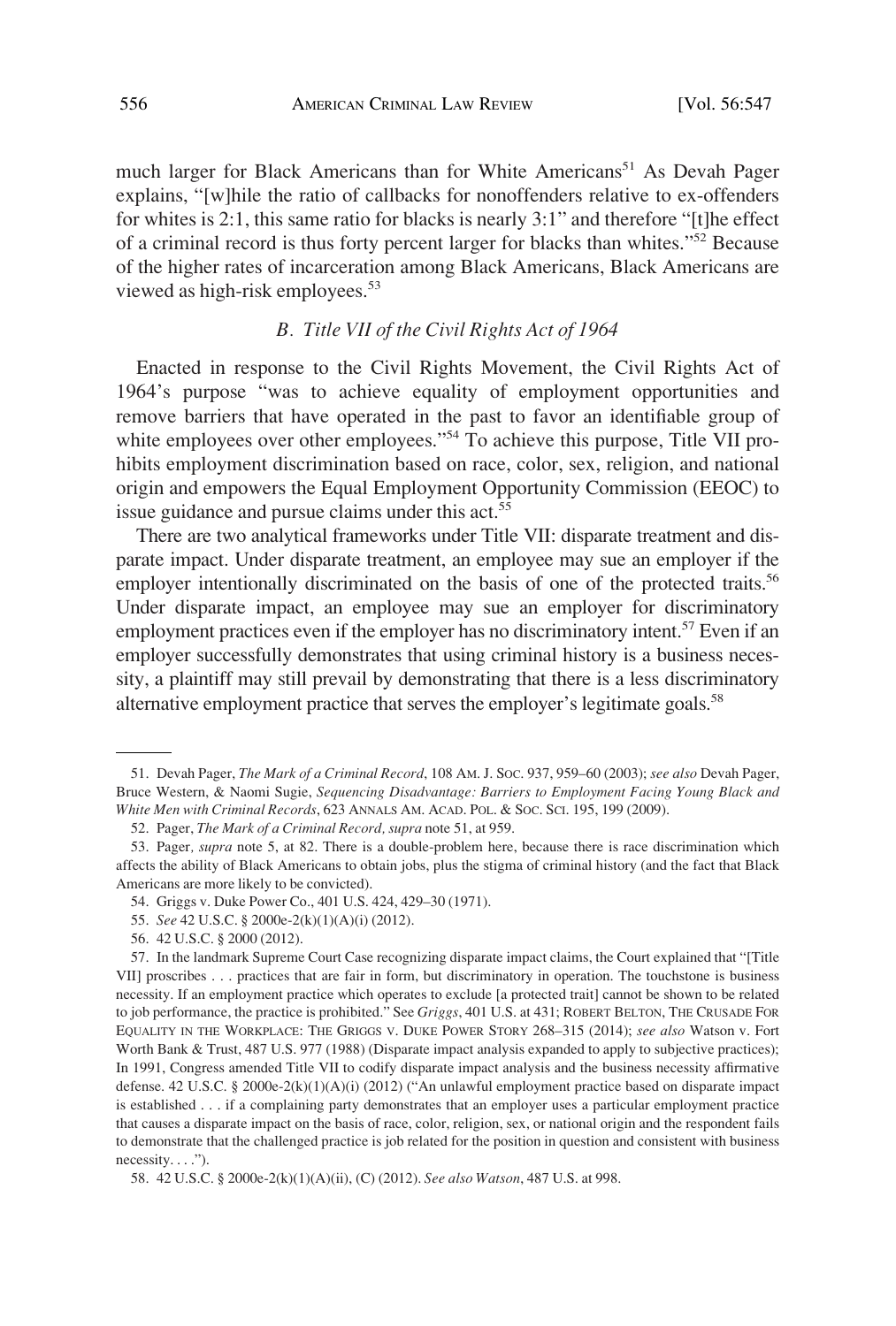much larger for Black Americans than for White Americans[51] As Devah Pager explains, "[w]hile the ratio of callbacks for nonoffenders relative to ex-offenders for whites is 2:1, this same ratio for blacks is nearly 3:1" and therefore "[t]he effect of a criminal record is thus forty percent larger for blacks than whites."[52] Because of the higher rates of incarceration among Black Americans, Black Americans are viewed as high-risk employees.[53]

### *B. Title VII of the Civil Rights Act of 1964*

Enacted in response to the Civil Rights Movement, the Civil Rights Act of 1964's purpose "was to achieve equality of employment opportunities and remove barriers that have operated in the past to favor an identifiable group of white employees over other employees."[54] To achieve this purpose, Title VII prohibits employment discrimination based on race, color, sex, religion, and national origin and empowers the Equal Employment Opportunity Commission (EEOC) to issue guidance and pursue claims under this act.[55]

There are two analytical frameworks under Title VII: disparate treatment and disparate impact. Under disparate treatment, an employee may sue an employer if the employer intentionally discriminated on the basis of one of the protected traits.[56] Under disparate impact, an employee may sue an employer for discriminatory employment practices even if the employer has no discriminatory intent.[57] Even if an employer successfully demonstrates that using criminal history is a business necessity, a plaintiff may still prevail by demonstrating that there is a less discriminatory alternative employment practice that serves the employer's legitimate goals.[58]

---

51. Devah Pager, *The Mark of a Criminal Record*, 108 AM. J. SOC. 937, 959–60 (2003); *see also* Devah Pager, Bruce Western, & Naomi Sugie, *Sequencing Disadvantage: Barriers to Employment Facing Young Black and White Men with Criminal Records*, 623 ANNALS AM. ACAD. POL. & SOC. SCI. 195, 199 (2009).

52. Pager, *The Mark of a Criminal Record, supra* note 51, at 959.

53. Pager*, supra* note 5, at 82. There is a double-problem here, because there is race discrimination which affects the ability of Black Americans to obtain jobs, plus the stigma of criminal history (and the fact that Black Americans are more likely to be convicted).

54. Griggs v. Duke Power Co., 401 U.S. 424, 429–30 (1971).

55. *See* 42 U.S.C. § 2000e-2(k)(1)(A)(i) (2012).

56. 42 U.S.C. § 2000 (2012).

57. In the landmark Supreme Court Case recognizing disparate impact claims, the Court explained that "[Title VII] proscribes . . . practices that are fair in form, but discriminatory in operation. The touchstone is business necessity. If an employment practice which operates to exclude [a protected trait] cannot be shown to be related to job performance, the practice is prohibited." See *Griggs*, 401 U.S. at 431; ROBERT BELTON, THE CRUSADE FOR EQUALITY IN THE WORKPLACE: THE GRIGGS V. DUKE POWER STORY 268–315 (2014); *see also* Watson v. Fort Worth Bank & Trust, 487 U.S. 977 (1988) (Disparate impact analysis expanded to apply to subjective practices); In 1991, Congress amended Title VII to codify disparate impact analysis and the business necessity affirmative defense. 42 U.S.C. § 2000e-2(k)(1)(A)(i) (2012) ("An unlawful employment practice based on disparate impact is established . . . if a complaining party demonstrates that an employer uses a particular employment practice that causes a disparate impact on the basis of race, color, religion, sex, or national origin and the respondent fails to demonstrate that the challenged practice is job related for the position in question and consistent with business necessity. . . .").

58. 42 U.S.C. § 2000e-2(k)(1)(A)(ii), (C) (2012). *See also Watson*, 487 U.S. at 998.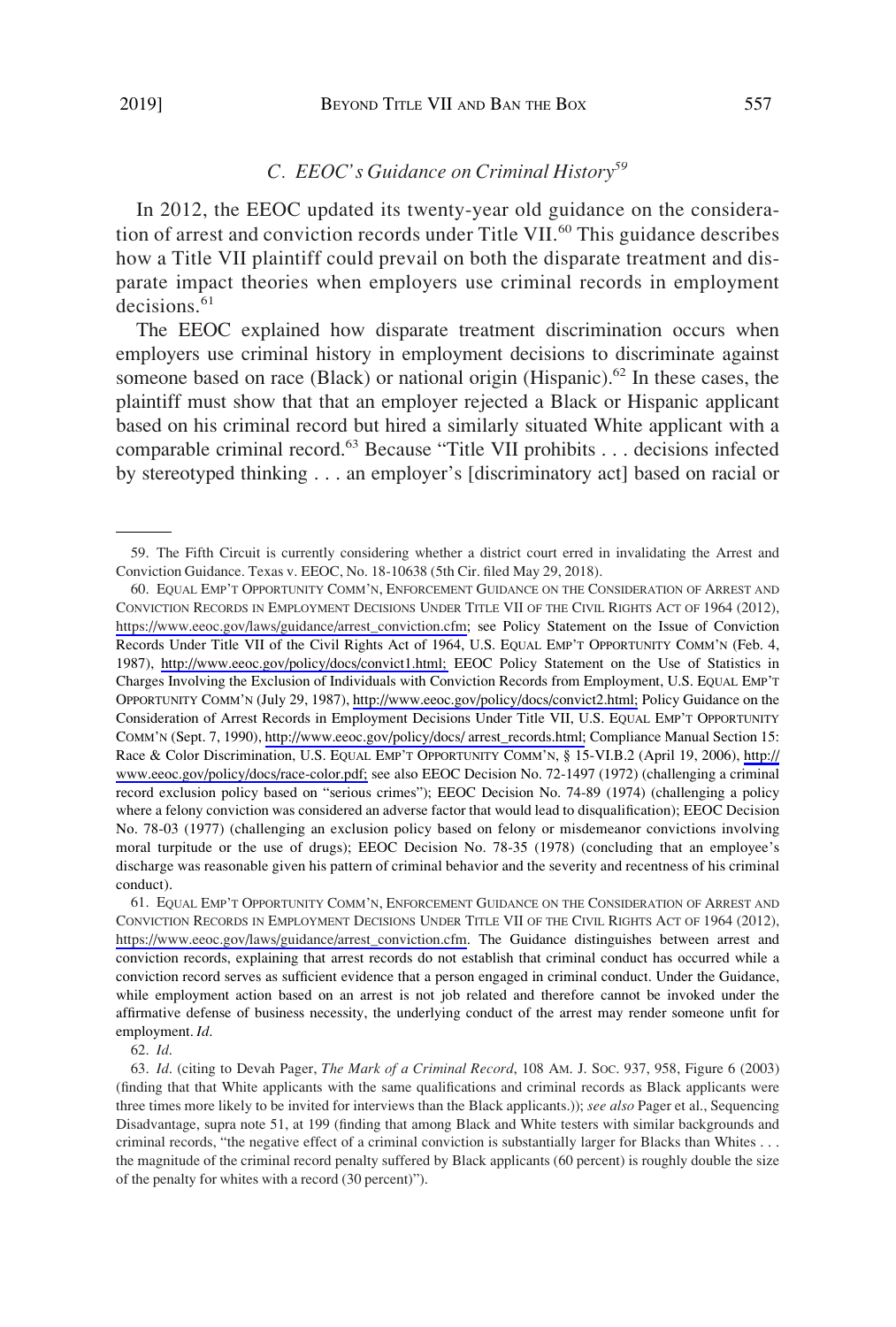### *C. EEOC's Guidance on Criminal History*[59]

In 2012, the EEOC updated its twenty-year old guidance on the consideration of arrest and conviction records under Title VII.[60] This guidance describes how a Title VII plaintiff could prevail on both the disparate treatment and disparate impact theories when employers use criminal records in employment decisions.[61]

The EEOC explained how disparate treatment discrimination occurs when employers use criminal history in employment decisions to discriminate against someone based on race (Black) or national origin (Hispanic).[62] In these cases, the plaintiff must show that that an employer rejected a Black or Hispanic applicant based on his criminal record but hired a similarly situated White applicant with a comparable criminal record.[63] Because "Title VII prohibits . . . decisions infected by stereotyped thinking . . . an employer's [discriminatory act] based on racial or

---

59. The Fifth Circuit is currently considering whether a district court erred in invalidating the Arrest and Conviction Guidance. Texas v. EEOC, No. 18-10638 (5th Cir. filed May 29, 2018).

60. EQUAL EMP'T OPPORTUNITY COMM'N, ENFORCEMENT GUIDANCE ON THE CONSIDERATION OF ARREST AND CONVICTION RECORDS IN EMPLOYMENT DECISIONS UNDER TITLE VII OF THE CIVIL RIGHTS ACT OF 1964 (2012), https://www.eeoc.gov/laws/guidance/arrest_conviction.cfm; see Policy Statement on the Issue of Conviction Records Under Title VII of the Civil Rights Act of 1964, U.S. EQUAL EMP'T OPPORTUNITY COMM'N (Feb. 4, 1987), http://www.eeoc.gov/policy/docs/convict1.html; EEOC Policy Statement on the Use of Statistics in Charges Involving the Exclusion of Individuals with Conviction Records from Employment, U.S. EQUAL EMP'T OPPORTUNITY COMM'N (July 29, 1987), http://www.eeoc.gov/policy/docs/convict2.html; Policy Guidance on the Consideration of Arrest Records in Employment Decisions Under Title VII, U.S. EQUAL EMP'T OPPORTUNITY COMM'N (Sept. 7, 1990), http://www.eeoc.gov/policy/docs/ arrest_records.html; Compliance Manual Section 15: Race & Color Discrimination, U.S. EQUAL EMP'T OPPORTUNITY COMM'N, § 15-VI.B.2 (April 19, 2006), http://www.eeoc.gov/policy/docs/race-color.pdf; see also EEOC Decision No. 72-1497 (1972) (challenging a criminal record exclusion policy based on "serious crimes"); EEOC Decision No. 74-89 (1974) (challenging a policy where a felony conviction was considered an adverse factor that would lead to disqualification); EEOC Decision No. 78-03 (1977) (challenging an exclusion policy based on felony or misdemeanor convictions involving moral turpitude or the use of drugs); EEOC Decision No. 78-35 (1978) (concluding that an employee's discharge was reasonable given his pattern of criminal behavior and the severity and recentness of his criminal conduct).

61. EQUAL EMP'T OPPORTUNITY COMM'N, ENFORCEMENT GUIDANCE ON THE CONSIDERATION OF ARREST AND CONVICTION RECORDS IN EMPLOYMENT DECISIONS UNDER TITLE VII OF THE CIVIL RIGHTS ACT OF 1964 (2012), https://www.eeoc.gov/laws/guidance/arrest_conviction.cfm. The Guidance distinguishes between arrest and conviction records, explaining that arrest records do not establish that criminal conduct has occurred while a conviction record serves as sufficient evidence that a person engaged in criminal conduct. Under the Guidance, while employment action based on an arrest is not job related and therefore cannot be invoked under the affirmative defense of business necessity, the underlying conduct of the arrest may render someone unfit for employment. *Id.*

62. *Id.*

63. *Id.* (citing to Devah Pager, *The Mark of a Criminal Record*, 108 AM. J. SOC. 937, 958, Figure 6 (2003) (finding that that White applicants with the same qualifications and criminal records as Black applicants were three times more likely to be invited for interviews than the Black applicants.)); *see also* Pager et al., Sequencing Disadvantage, supra note 51, at 199 (finding that among Black and White testers with similar backgrounds and criminal records, "the negative effect of a criminal conviction is substantially larger for Blacks than Whites . . . the magnitude of the criminal record penalty suffered by Black applicants (60 percent) is roughly double the size of the penalty for whites with a record (30 percent)").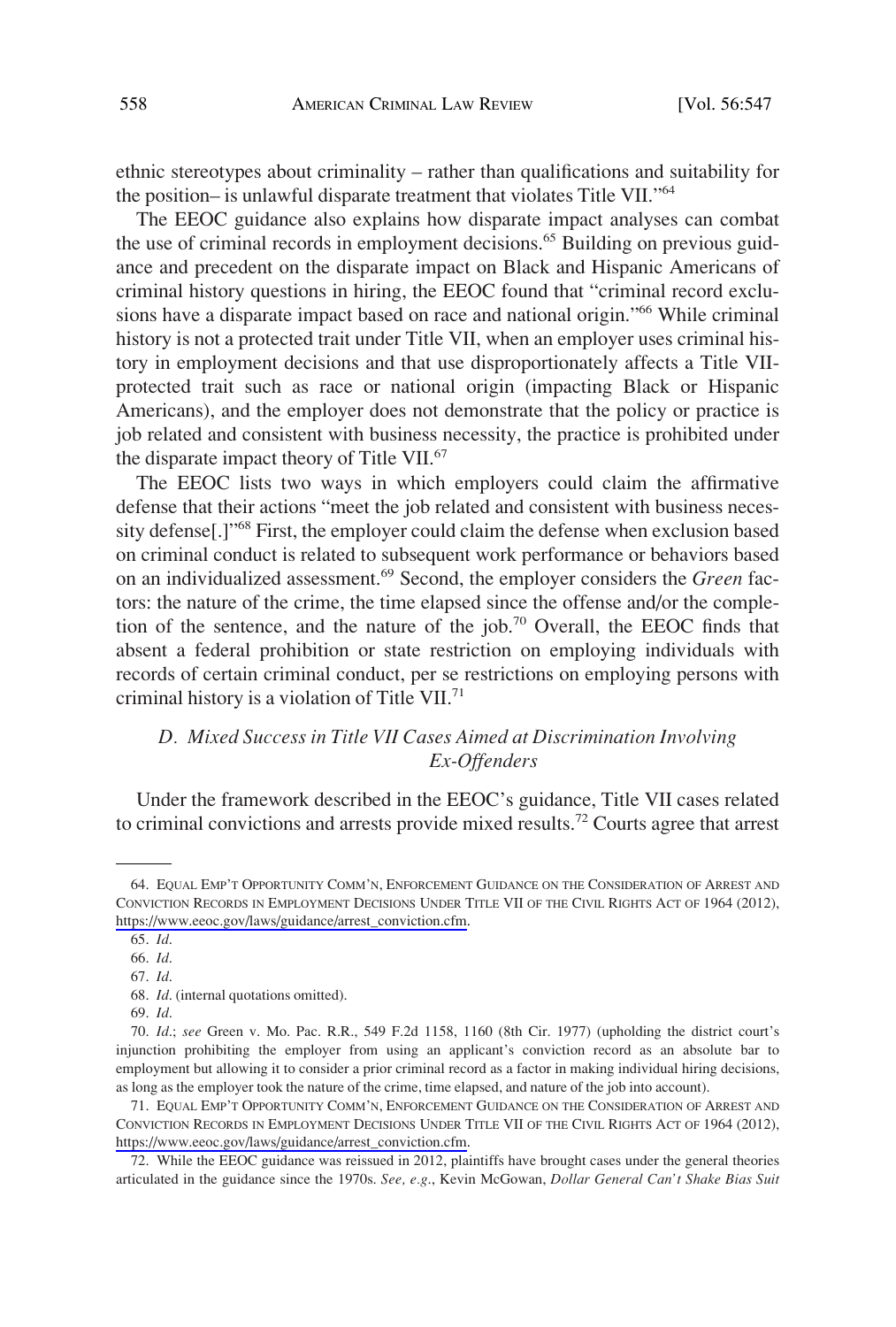ethnic stereotypes about criminality – rather than qualifications and suitability for the position– is unlawful disparate treatment that violates Title VII."[64]

The EEOC guidance also explains how disparate impact analyses can combat the use of criminal records in employment decisions.[65] Building on previous guidance and precedent on the disparate impact on Black and Hispanic Americans of criminal history questions in hiring, the EEOC found that "criminal record exclusions have a disparate impact based on race and national origin."[66] While criminal history is not a protected trait under Title VII, when an employer uses criminal history in employment decisions and that use disproportionately affects a Title VII-protected trait such as race or national origin (impacting Black or Hispanic Americans), and the employer does not demonstrate that the policy or practice is job related and consistent with business necessity, the practice is prohibited under the disparate impact theory of Title VII.[67]

The EEOC lists two ways in which employers could claim the affirmative defense that their actions "meet the job related and consistent with business necessity defense[.]"[68] First, the employer could claim the defense when exclusion based on criminal conduct is related to subsequent work performance or behaviors based on an individualized assessment.[69] Second, the employer considers the *Green* factors: the nature of the crime, the time elapsed since the offense and/or the completion of the sentence, and the nature of the job.[70] Overall, the EEOC finds that absent a federal prohibition or state restriction on employing individuals with records of certain criminal conduct, per se restrictions on employing persons with criminal history is a violation of Title VII.[71]

### *D. Mixed Success in Title VII Cases Aimed at Discrimination Involving Ex-Offenders*

Under the framework described in the EEOC's guidance, Title VII cases related to criminal convictions and arrests provide mixed results.[72] Courts agree that arrest

---

64. EQUAL EMP'T OPPORTUNITY COMM'N, ENFORCEMENT GUIDANCE ON THE CONSIDERATION OF ARREST AND CONVICTION RECORDS IN EMPLOYMENT DECISIONS UNDER TITLE VII OF THE CIVIL RIGHTS ACT OF 1964 (2012), https://www.eeoc.gov/laws/guidance/arrest_conviction.cfm.

65. *Id*.

66. *Id*.

67. *Id*.

68. *Id*. (internal quotations omitted).

69. *Id*.

70. *Id*.; *see* Green v. Mo. Pac. R.R., 549 F.2d 1158, 1160 (8th Cir. 1977) (upholding the district court's injunction prohibiting the employer from using an applicant's conviction record as an absolute bar to employment but allowing it to consider a prior criminal record as a factor in making individual hiring decisions, as long as the employer took the nature of the crime, time elapsed, and nature of the job into account).

71. EQUAL EMP'T OPPORTUNITY COMM'N, ENFORCEMENT GUIDANCE ON THE CONSIDERATION OF ARREST AND CONVICTION RECORDS IN EMPLOYMENT DECISIONS UNDER TITLE VII OF THE CIVIL RIGHTS ACT OF 1964 (2012), https://www.eeoc.gov/laws/guidance/arrest_conviction.cfm.

72. While the EEOC guidance was reissued in 2012, plaintiffs have brought cases under the general theories articulated in the guidance since the 1970s. *See, e.g*., Kevin McGowan, *Dollar General Can't Shake Bias Suit*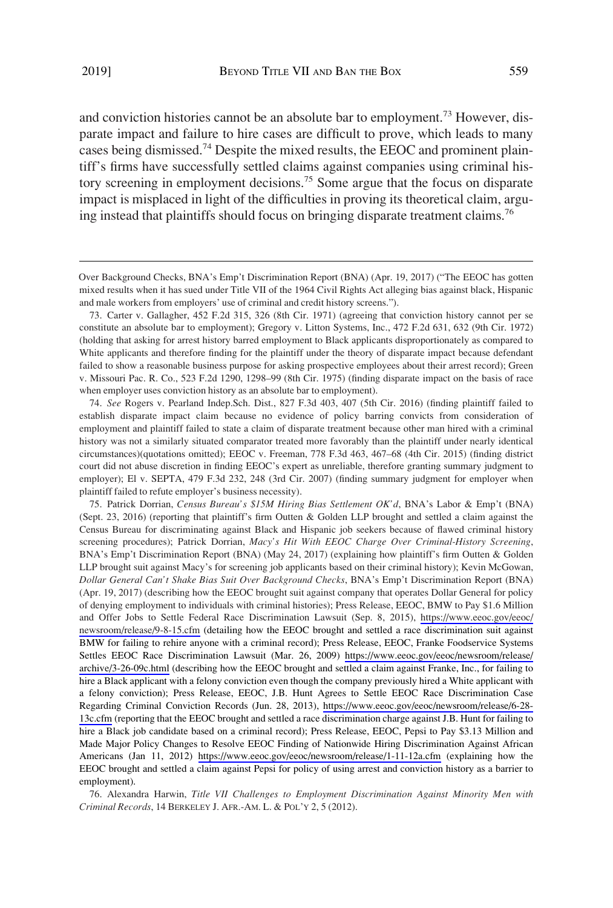and conviction histories cannot be an absolute bar to employment.[73] However, disparate impact and failure to hire cases are difficult to prove, which leads to many cases being dismissed.[74] Despite the mixed results, the EEOC and prominent plaintiff's firms have successfully settled claims against companies using criminal history screening in employment decisions.[75] Some argue that the focus on disparate impact is misplaced in light of the difficulties in proving its theoretical claim, arguing instead that plaintiffs should focus on bringing disparate treatment claims.[76]

---

Over Background Checks, BNA's Emp't Discrimination Report (BNA) (Apr. 19, 2017) ("The EEOC has gotten mixed results when it has sued under Title VII of the 1964 Civil Rights Act alleging bias against black, Hispanic and male workers from employers' use of criminal and credit history screens.").

73. Carter v. Gallagher, 452 F.2d 315, 326 (8th Cir. 1971) (agreeing that conviction history cannot per se constitute an absolute bar to employment); Gregory v. Litton Systems, Inc., 472 F.2d 631, 632 (9th Cir. 1972) (holding that asking for arrest history barred employment to Black applicants disproportionately as compared to White applicants and therefore finding for the plaintiff under the theory of disparate impact because defendant failed to show a reasonable business purpose for asking prospective employees about their arrest record); Green v. Missouri Pac. R. Co., 523 F.2d 1290, 1298–99 (8th Cir. 1975) (finding disparate impact on the basis of race when employer uses conviction history as an absolute bar to employment).

74. *See* Rogers v. Pearland Indep.Sch. Dist., 827 F.3d 403, 407 (5th Cir. 2016) (finding plaintiff failed to establish disparate impact claim because no evidence of policy barring convicts from consideration of employment and plaintiff failed to state a claim of disparate treatment because other man hired with a criminal history was not a similarly situated comparator treated more favorably than the plaintiff under nearly identical circumstances)(quotations omitted); EEOC v. Freeman, 778 F.3d 463, 467–68 (4th Cir. 2015) (finding district court did not abuse discretion in finding EEOC's expert as unreliable, therefore granting summary judgment to employer); El v. SEPTA, 479 F.3d 232, 248 (3rd Cir. 2007) (finding summary judgment for employer when plaintiff failed to refute employer's business necessity).

75. Patrick Dorrian, *Census Bureau's $15M Hiring Bias Settlement OK'd*, BNA's Labor & Emp't (BNA) (Sept. 23, 2016) (reporting that plaintiff's firm Outten & Golden LLP brought and settled a claim against the Census Bureau for discriminating against Black and Hispanic job seekers because of flawed criminal history screening procedures); Patrick Dorrian, *Macy's Hit With EEOC Charge Over Criminal-History Screening*, BNA's Emp't Discrimination Report (BNA) (May 24, 2017) (explaining how plaintiff's firm Outten & Golden LLP brought suit against Macy's for screening job applicants based on their criminal history); Kevin McGowan, *Dollar General Can't Shake Bias Suit Over Background Checks*, BNA's Emp't Discrimination Report (BNA) (Apr. 19, 2017) (describing how the EEOC brought suit against company that operates Dollar General for policy of denying employment to individuals with criminal histories); Press Release, EEOC, BMW to Pay $1.6 Million and Offer Jobs to Settle Federal Race Discrimination Lawsuit (Sep. 8, 2015), https://www.eeoc.gov/eeoc/newsroom/release/9-8-15.cfm (detailing how the EEOC brought and settled a race discrimination suit against BMW for failing to rehire anyone with a criminal record); Press Release, EEOC, Franke Foodservice Systems Settles EEOC Race Discrimination Lawsuit (Mar. 26, 2009) https://www.eeoc.gov/eeoc/newsroom/release/archive/3-26-09c.html (describing how the EEOC brought and settled a claim against Franke, Inc., for failing to hire a Black applicant with a felony conviction even though the company previously hired a White applicant with a felony conviction); Press Release, EEOC, J.B. Hunt Agrees to Settle EEOC Race Discrimination Case Regarding Criminal Conviction Records (Jun. 28, 2013), https://www.eeoc.gov/eeoc/newsroom/release/6-28-13c.cfm (reporting that the EEOC brought and settled a race discrimination charge against J.B. Hunt for failing to hire a Black job candidate based on a criminal record); Press Release, EEOC, Pepsi to Pay $3.13 Million and Made Major Policy Changes to Resolve EEOC Finding of Nationwide Hiring Discrimination Against African Americans (Jan 11, 2012) https://www.eeoc.gov/eeoc/newsroom/release/1-11-12a.cfm (explaining how the EEOC brought and settled a claim against Pepsi for policy of using arrest and conviction history as a barrier to employment).

76. Alexandra Harwin, *Title VII Challenges to Employment Discrimination Against Minority Men with Criminal Records*, 14 BERKELEY J. AFR.-AM. L. & POL'Y 2, 5 (2012).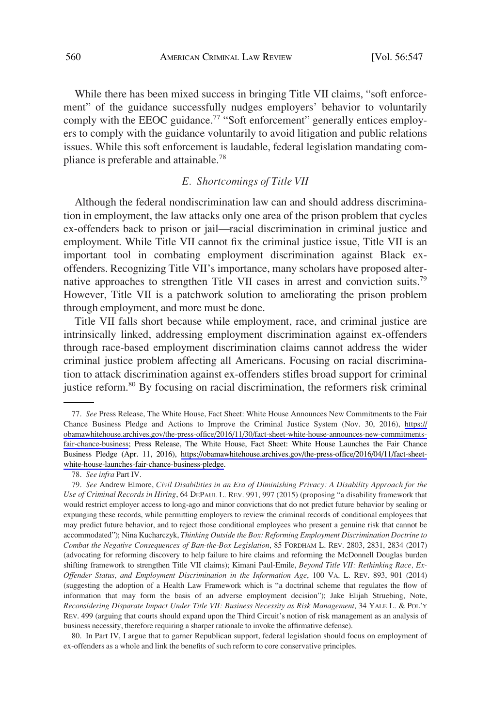While there has been mixed success in bringing Title VII claims, "soft enforcement" of the guidance successfully nudges employers' behavior to voluntarily comply with the EEOC guidance.[77] "Soft enforcement" generally entices employers to comply with the guidance voluntarily to avoid litigation and public relations issues. While this soft enforcement is laudable, federal legislation mandating compliance is preferable and attainable.[78]

### *E. Shortcomings of Title VII*

Although the federal nondiscrimination law can and should address discrimination in employment, the law attacks only one area of the prison problem that cycles ex-offenders back to prison or jail—racial discrimination in criminal justice and employment. While Title VII cannot fix the criminal justice issue, Title VII is an important tool in combating employment discrimination against Black ex-offenders. Recognizing Title VII's importance, many scholars have proposed alternative approaches to strengthen Title VII cases in arrest and conviction suits.[79] However, Title VII is a patchwork solution to ameliorating the prison problem through employment, and more must be done.

Title VII falls short because while employment, race, and criminal justice are intrinsically linked, addressing employment discrimination against ex-offenders through race-based employment discrimination claims cannot address the wider criminal justice problem affecting all Americans. Focusing on racial discrimination to attack discrimination against ex-offenders stifles broad support for criminal justice reform.[80] By focusing on racial discrimination, the reformers risk criminal

---

77. *See* Press Release, The White House, Fact Sheet: White House Announces New Commitments to the Fair Chance Business Pledge and Actions to Improve the Criminal Justice System (Nov. 30, 2016), https://obamawhitehouse.archives.gov/the-press-office/2016/11/30/fact-sheet-white-house-announces-new-commitments-fair-chance-business; Press Release, The White House, Fact Sheet: White House Launches the Fair Chance Business Pledge (Apr. 11, 2016), https://obamawhitehouse.archives.gov/the-press-office/2016/04/11/fact-sheet-white-house-launches-fair-chance-business-pledge.

78. *See infra* Part IV.

79. *See* Andrew Elmore, *Civil Disabilities in an Era of Diminishing Privacy: A Disability Approach for the Use of Criminal Records in Hiring*, 64 DEPAUL L. REV. 991, 997 (2015) (proposing "a disability framework that would restrict employer access to long-ago and minor convictions that do not predict future behavior by sealing or expunging these records, while permitting employers to review the criminal records of conditional employees that may predict future behavior, and to reject those conditional employees who present a genuine risk that cannot be accommodated"); Nina Kucharczyk, *Thinking Outside the Box: Reforming Employment Discrimination Doctrine to Combat the Negative Consequences of Ban-the-Box Legislation*, 85 FORDHAM L. REV. 2803, 2831, 2834 (2017) (advocating for reforming discovery to help failure to hire claims and reforming the McDonnell Douglas burden shifting framework to strengthen Title VII claims); Kimani Paul-Emile, *Beyond Title VII: Rethinking Race, Ex-Offender Status, and Employment Discrimination in the Information Age*, 100 VA. L. REV. 893, 901 (2014) (suggesting the adoption of a Health Law Framework which is "a doctrinal scheme that regulates the flow of information that may form the basis of an adverse employment decision"); Jake Elijah Struebing, Note, *Reconsidering Disparate Impact Under Title VII: Business Necessity as Risk Management*, 34 YALE L. & POL'Y REV. 499 (arguing that courts should expand upon the Third Circuit's notion of risk management as an analysis of business necessity, therefore requiring a sharper rationale to invoke the affirmative defense).

80. In Part IV, I argue that to garner Republican support, federal legislation should focus on employment of ex-offenders as a whole and link the benefits of such reform to core conservative principles.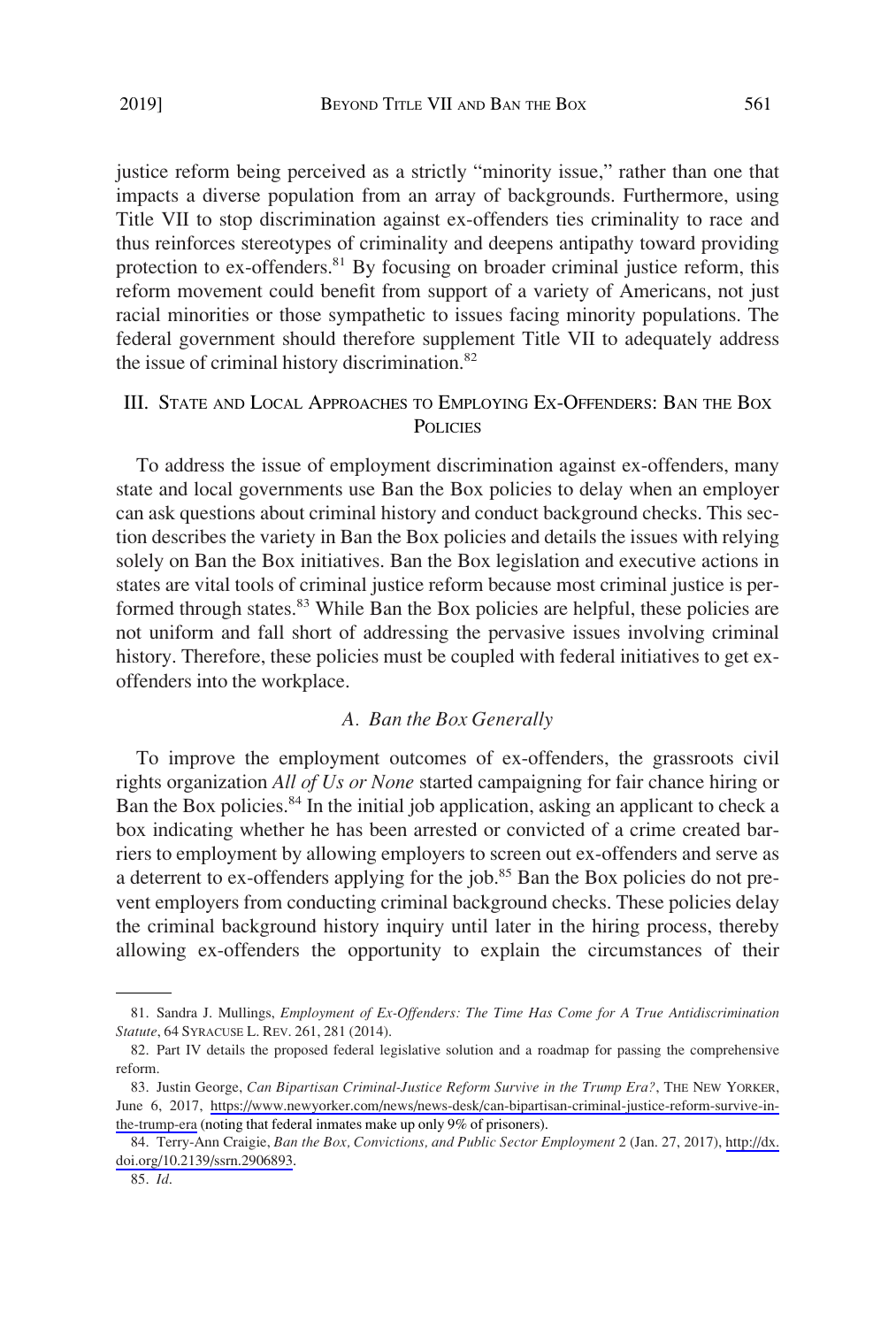justice reform being perceived as a strictly "minority issue," rather than one that impacts a diverse population from an array of backgrounds. Furthermore, using Title VII to stop discrimination against ex-offenders ties criminality to race and thus reinforces stereotypes of criminality and deepens antipathy toward providing protection to ex-offenders.[81] By focusing on broader criminal justice reform, this reform movement could benefit from support of a variety of Americans, not just racial minorities or those sympathetic to issues facing minority populations. The federal government should therefore supplement Title VII to adequately address the issue of criminal history discrimination.[82]

## III. State and Local Approaches to Employing Ex-Offenders: Ban the Box Policies

To address the issue of employment discrimination against ex-offenders, many state and local governments use Ban the Box policies to delay when an employer can ask questions about criminal history and conduct background checks. This section describes the variety in Ban the Box policies and details the issues with relying solely on Ban the Box initiatives. Ban the Box legislation and executive actions in states are vital tools of criminal justice reform because most criminal justice is performed through states.[83] While Ban the Box policies are helpful, these policies are not uniform and fall short of addressing the pervasive issues involving criminal history. Therefore, these policies must be coupled with federal initiatives to get ex-offenders into the workplace.

### *A. Ban the Box Generally*

To improve the employment outcomes of ex-offenders, the grassroots civil rights organization *All of Us or None* started campaigning for fair chance hiring or Ban the Box policies.[84] In the initial job application, asking an applicant to check a box indicating whether he has been arrested or convicted of a crime created barriers to employment by allowing employers to screen out ex-offenders and serve as a deterrent to ex-offenders applying for the job.[85] Ban the Box policies do not prevent employers from conducting criminal background checks. These policies delay the criminal background history inquiry until later in the hiring process, thereby allowing ex-offenders the opportunity to explain the circumstances of their

---

81. Sandra J. Mullings, *Employment of Ex-Offenders: The Time Has Come for A True Antidiscrimination Statute*, 64 Syracuse L. Rev. 261, 281 (2014).

82. Part IV details the proposed federal legislative solution and a roadmap for passing the comprehensive reform.

83. Justin George, *Can Bipartisan Criminal-Justice Reform Survive in the Trump Era?*, The New Yorker, June 6, 2017, https://www.newyorker.com/news/news-desk/can-bipartisan-criminal-justice-reform-survive-in-the-trump-era (noting that federal inmates make up only 9% of prisoners).

84. Terry-Ann Craigie, *Ban the Box, Convictions, and Public Sector Employment* 2 (Jan. 27, 2017), http://dx.doi.org/10.2139/ssrn.2906893.

85. *Id*.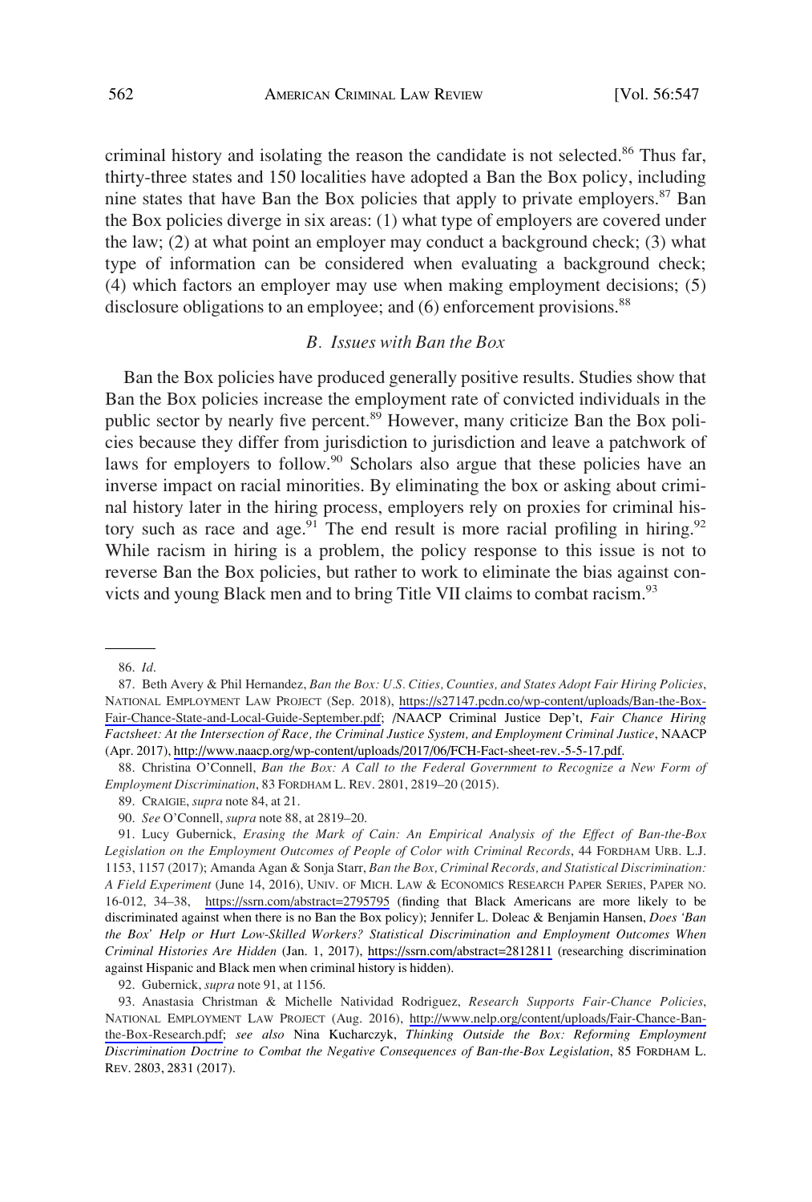criminal history and isolating the reason the candidate is not selected.[86] Thus far, thirty-three states and 150 localities have adopted a Ban the Box policy, including nine states that have Ban the Box policies that apply to private employers.[87] Ban the Box policies diverge in six areas: (1) what type of employers are covered under the law; (2) at what point an employer may conduct a background check; (3) what type of information can be considered when evaluating a background check; (4) which factors an employer may use when making employment decisions; (5) disclosure obligations to an employee; and (6) enforcement provisions.[88]

### *B. Issues with Ban the Box*

Ban the Box policies have produced generally positive results. Studies show that Ban the Box policies increase the employment rate of convicted individuals in the public sector by nearly five percent.[89] However, many criticize Ban the Box policies because they differ from jurisdiction to jurisdiction and leave a patchwork of laws for employers to follow.[90] Scholars also argue that these policies have an inverse impact on racial minorities. By eliminating the box or asking about criminal history later in the hiring process, employers rely on proxies for criminal history such as race and age.[91] The end result is more racial profiling in hiring.[92] While racism in hiring is a problem, the policy response to this issue is not to reverse Ban the Box policies, but rather to work to eliminate the bias against convicts and young Black men and to bring Title VII claims to combat racism.[93]

---

86. *Id.*

87. Beth Avery & Phil Hernandez, *Ban the Box: U.S. Cities, Counties, and States Adopt Fair Hiring Policies*, NATIONAL EMPLOYMENT LAW PROJECT (Sep. 2018), https://s27147.pcdn.co/wp-content/uploads/Ban-the-Box-Fair-Chance-State-and-Local-Guide-September.pdf; /NAACP Criminal Justice Dep't, *Fair Chance Hiring Factsheet: At the Intersection of Race, the Criminal Justice System, and Employment Criminal Justice*, NAACP (Apr. 2017), http://www.naacp.org/wp-content/uploads/2017/06/FCH-Fact-sheet-rev.-5-5-17.pdf.

88. Christina O'Connell, *Ban the Box: A Call to the Federal Government to Recognize a New Form of Employment Discrimination*, 83 FORDHAM L. REV. 2801, 2819–20 (2015).

89. CRAIGIE, *supra* note 84, at 21.

90. *See* O'Connell, *supra* note 88, at 2819–20.

91. Lucy Gubernick, *Erasing the Mark of Cain: An Empirical Analysis of the Effect of Ban-the-Box Legislation on the Employment Outcomes of People of Color with Criminal Records*, 44 FORDHAM URB. L.J. 1153, 1157 (2017); Amanda Agan & Sonja Starr, *Ban the Box, Criminal Records, and Statistical Discrimination: A Field Experiment* (June 14, 2016), UNIV. OF MICH. LAW & ECONOMICS RESEARCH PAPER SERIES, PAPER NO. 16-012, 34–38, https://ssrn.com/abstract=2795795 (finding that Black Americans are more likely to be discriminated against when there is no Ban the Box policy); Jennifer L. Doleac & Benjamin Hansen, *Does 'Ban the Box' Help or Hurt Low-Skilled Workers? Statistical Discrimination and Employment Outcomes When Criminal Histories Are Hidden* (Jan. 1, 2017), https://ssrn.com/abstract=2812811 (researching discrimination against Hispanic and Black men when criminal history is hidden).

92. Gubernick, *supra* note 91, at 1156.

93. Anastasia Christman & Michelle Natividad Rodriguez, *Research Supports Fair-Chance Policies*, NATIONAL EMPLOYMENT LAW PROJECT (Aug. 2016), http://www.nelp.org/content/uploads/Fair-Chance-Ban-the-Box-Research.pdf; *see also* Nina Kucharczyk, *Thinking Outside the Box: Reforming Employment Discrimination Doctrine to Combat the Negative Consequences of Ban-the-Box Legislation*, 85 FORDHAM L. REV. 2803, 2831 (2017).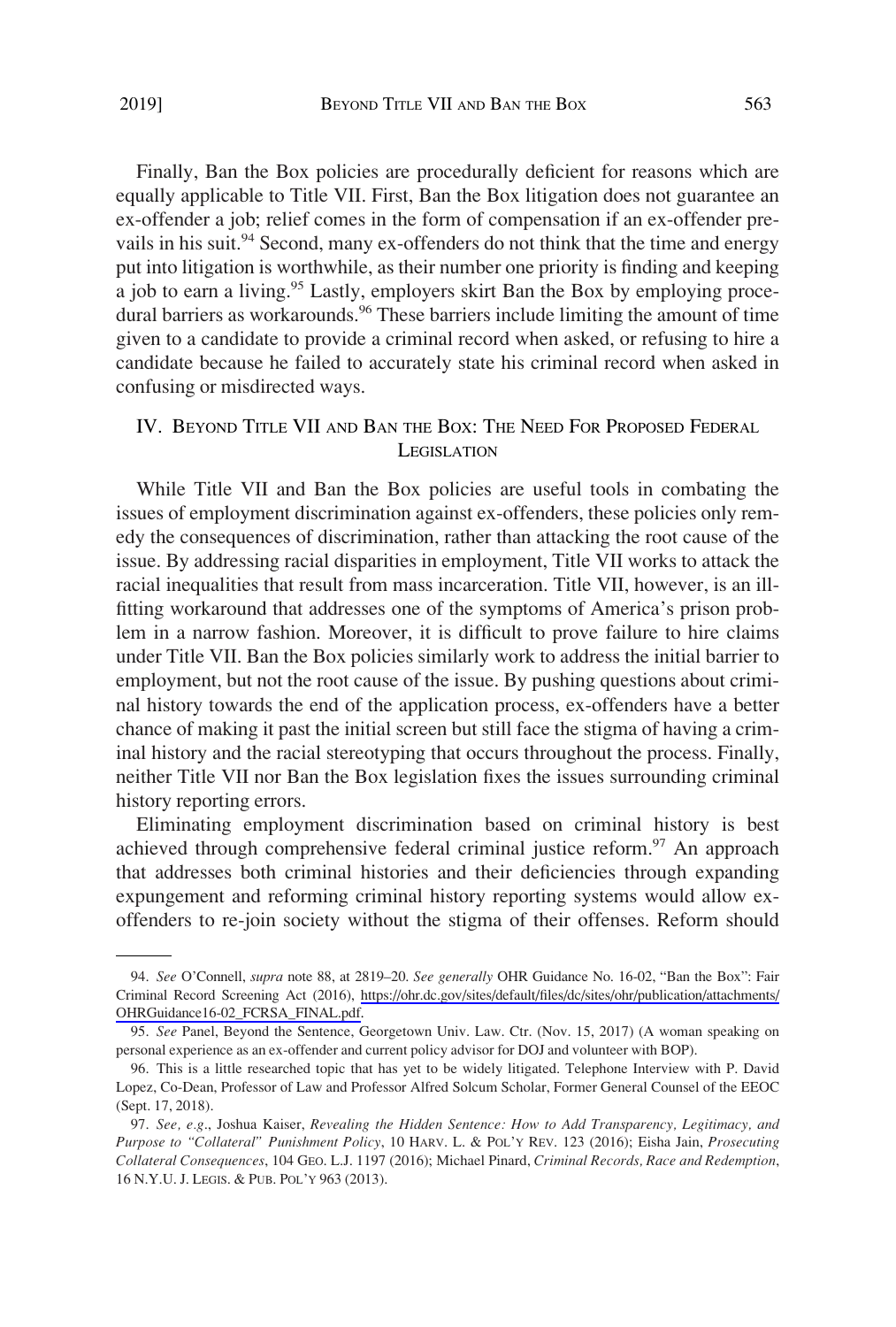Finally, Ban the Box policies are procedurally deficient for reasons which are equally applicable to Title VII. First, Ban the Box litigation does not guarantee an ex-offender a job; relief comes in the form of compensation if an ex-offender prevails in his suit.[94] Second, many ex-offenders do not think that the time and energy put into litigation is worthwhile, as their number one priority is finding and keeping a job to earn a living.[95] Lastly, employers skirt Ban the Box by employing procedural barriers as workarounds.[96] These barriers include limiting the amount of time given to a candidate to provide a criminal record when asked, or refusing to hire a candidate because he failed to accurately state his criminal record when asked in confusing or misdirected ways.

## IV. Beyond Title VII and Ban the Box: The Need For Proposed Federal Legislation

While Title VII and Ban the Box policies are useful tools in combating the issues of employment discrimination against ex-offenders, these policies only remedy the consequences of discrimination, rather than attacking the root cause of the issue. By addressing racial disparities in employment, Title VII works to attack the racial inequalities that result from mass incarceration. Title VII, however, is an ill-fitting workaround that addresses one of the symptoms of America's prison problem in a narrow fashion. Moreover, it is difficult to prove failure to hire claims under Title VII. Ban the Box policies similarly work to address the initial barrier to employment, but not the root cause of the issue. By pushing questions about criminal history towards the end of the application process, ex-offenders have a better chance of making it past the initial screen but still face the stigma of having a criminal history and the racial stereotyping that occurs throughout the process. Finally, neither Title VII nor Ban the Box legislation fixes the issues surrounding criminal history reporting errors.

Eliminating employment discrimination based on criminal history is best achieved through comprehensive federal criminal justice reform.[97] An approach that addresses both criminal histories and their deficiencies through expanding expungement and reforming criminal history reporting systems would allow ex-offenders to re-join society without the stigma of their offenses. Reform should

---

94. *See* O'Connell, *supra* note 88, at 2819–20. *See generally* OHR Guidance No. 16-02, "Ban the Box": Fair Criminal Record Screening Act (2016), https://ohr.dc.gov/sites/default/files/dc/sites/ohr/publication/attachments/OHRGuidance16-02_FCRSA_FINAL.pdf.

95. *See* Panel, Beyond the Sentence, Georgetown Univ. Law. Ctr. (Nov. 15, 2017) (A woman speaking on personal experience as an ex-offender and current policy advisor for DOJ and volunteer with BOP).

96. This is a little researched topic that has yet to be widely litigated. Telephone Interview with P. David Lopez, Co-Dean, Professor of Law and Professor Alfred Solcum Scholar, Former General Counsel of the EEOC (Sept. 17, 2018).

97. *See, e.g.*, Joshua Kaiser, *Revealing the Hidden Sentence: How to Add Transparency, Legitimacy, and Purpose to "Collateral" Punishment Policy*, 10 Harv. L. & Pol'y Rev. 123 (2016); Eisha Jain, *Prosecuting Collateral Consequences*, 104 Geo. L.J. 1197 (2016); Michael Pinard, *Criminal Records, Race and Redemption*, 16 N.Y.U. J. Legis. & Pub. Pol'y 963 (2013).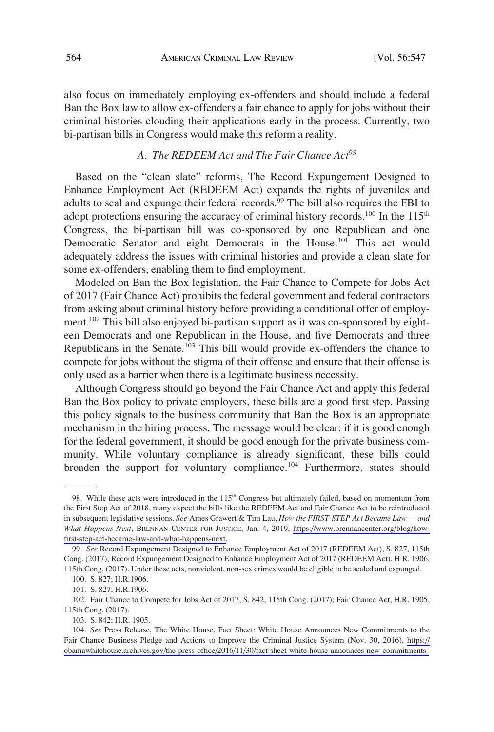also focus on immediately employing ex-offenders and should include a federal Ban the Box law to allow ex-offenders a fair chance to apply for jobs without their criminal histories clouding their applications early in the process. Currently, two bi-partisan bills in Congress would make this reform a reality.

### *A. The REDEEM Act and The Fair Chance Act*[98]

Based on the "clean slate" reforms, The Record Expungement Designed to Enhance Employment Act (REDEEM Act) expands the rights of juveniles and adults to seal and expunge their federal records.[99] The bill also requires the FBI to adopt protections ensuring the accuracy of criminal history records.[100] In the 115th Congress, the bi-partisan bill was co-sponsored by one Republican and one Democratic Senator and eight Democrats in the House.[101] This act would adequately address the issues with criminal histories and provide a clean slate for some ex-offenders, enabling them to find employment.

Modeled on Ban the Box legislation, the Fair Chance to Compete for Jobs Act of 2017 (Fair Chance Act) prohibits the federal government and federal contractors from asking about criminal history before providing a conditional offer of employment.[102] This bill also enjoyed bi-partisan support as it was co-sponsored by eighteen Democrats and one Republican in the House, and five Democrats and three Republicans in the Senate.[103] This bill would provide ex-offenders the chance to compete for jobs without the stigma of their offense and ensure that their offense is only used as a barrier when there is a legitimate business necessity.

Although Congress should go beyond the Fair Chance Act and apply this federal Ban the Box policy to private employers, these bills are a good first step. Passing this policy signals to the business community that Ban the Box is an appropriate mechanism in the hiring process. The message would be clear: if it is good enough for the federal government, it should be good enough for the private business community. While voluntary compliance is already significant, these bills could broaden the support for voluntary compliance.[104] Furthermore, states should

---

98. While these acts were introduced in the 115th Congress but ultimately failed, based on momentum from the First Step Act of 2018, many expect the bills like the REDEEM Act and Fair Chance Act to be reintroduced in subsequent legislative sessions. *See* Ames Grawert & Tim Lau, *How the FIRST-STEP Act Became Law — and What Happens Next*, BRENNAN CENTER FOR JUSTICE, Jan. 4, 2019, https://www.brennancenter.org/blog/how-first-step-act-became-law-and-what-happens-next.

99. *See* Record Expungement Designed to Enhance Employment Act of 2017 (REDEEM Act), S. 827, 115th Cong. (2017); Record Expungement Designed to Enhance Employment Act of 2017 (REDEEM Act), H.R. 1906, 115th Cong. (2017). Under these acts, nonviolent, non-sex crimes would be eligible to be sealed and expunged.

100. S. 827; H.R.1906.

101. S. 827; H.R.1906.

102. Fair Chance to Compete for Jobs Act of 2017, S. 842, 115th Cong. (2017); Fair Chance Act, H.R. 1905, 115th Cong. (2017).

103. S. 842; H.R. 1905.

104. *See* Press Release, The White House, Fact Sheet: White House Announces New Commitments to the Fair Chance Business Pledge and Actions to Improve the Criminal Justice System (Nov. 30, 2016), https://obamawhitehouse.archives.gov/the-press-office/2016/11/30/fact-sheet-white-house-announces-new-commitments-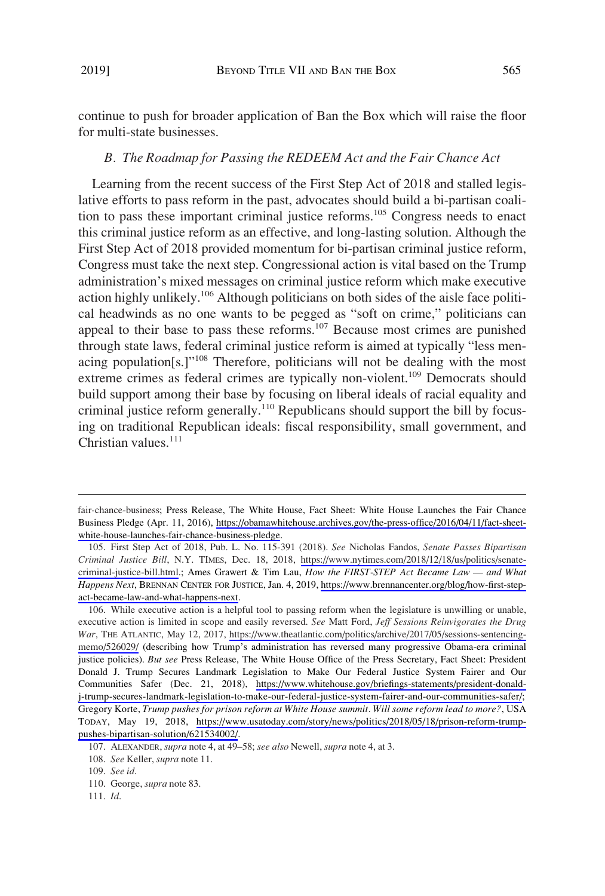continue to push for broader application of Ban the Box which will raise the floor for multi-state businesses.

### *B. The Roadmap for Passing the REDEEM Act and the Fair Chance Act*

Learning from the recent success of the First Step Act of 2018 and stalled legislative efforts to pass reform in the past, advocates should build a bi-partisan coalition to pass these important criminal justice reforms.[105] Congress needs to enact this criminal justice reform as an effective, and long-lasting solution. Although the First Step Act of 2018 provided momentum for bi-partisan criminal justice reform, Congress must take the next step. Congressional action is vital based on the Trump administration's mixed messages on criminal justice reform which make executive action highly unlikely.[106] Although politicians on both sides of the aisle face political headwinds as no one wants to be pegged as "soft on crime," politicians can appeal to their base to pass these reforms.[107] Because most crimes are punished through state laws, federal criminal justice reform is aimed at typically "less menacing population[s.]"[108] Therefore, politicians will not be dealing with the most extreme crimes as federal crimes are typically non-violent.[109] Democrats should build support among their base by focusing on liberal ideals of racial equality and criminal justice reform generally.[110] Republicans should support the bill by focusing on traditional Republican ideals: fiscal responsibility, small government, and Christian values.[111]

---

fair-chance-business; Press Release, The White House, Fact Sheet: White House Launches the Fair Chance Business Pledge (Apr. 11, 2016), https://obamawhitehouse.archives.gov/the-press-office/2016/04/11/fact-sheet-white-house-launches-fair-chance-business-pledge.

105. First Step Act of 2018, Pub. L. No. 115-391 (2018). *See* Nicholas Fandos, *Senate Passes Bipartisan Criminal Justice Bill*, N.Y. TIMES, Dec. 18, 2018, https://www.nytimes.com/2018/12/18/us/politics/senate-criminal-justice-bill.html.; Ames Grawert & Tim Lau, *How the FIRST-STEP Act Became Law — and What Happens Next*, BRENNAN CENTER FOR JUSTICE, Jan. 4, 2019, https://www.brennancenter.org/blog/how-first-step-act-became-law-and-what-happens-next.

106. While executive action is a helpful tool to passing reform when the legislature is unwilling or unable, executive action is limited in scope and easily reversed. *See* Matt Ford, *Jeff Sessions Reinvigorates the Drug War*, THE ATLANTIC, May 12, 2017, https://www.theatlantic.com/politics/archive/2017/05/sessions-sentencing-memo/526029/ (describing how Trump's administration has reversed many progressive Obama-era criminal justice policies). *But see* Press Release, The White House Office of the Press Secretary, Fact Sheet: President Donald J. Trump Secures Landmark Legislation to Make Our Federal Justice System Fairer and Our Communities Safer (Dec. 21, 2018), https://www.whitehouse.gov/briefings-statements/president-donald-j-trump-secures-landmark-legislation-to-make-our-federal-justice-system-fairer-and-our-communities-safer/; Gregory Korte, *Trump pushes for prison reform at White House summit. Will some reform lead to more?*, USA TODAY, May 19, 2018, https://www.usatoday.com/story/news/politics/2018/05/18/prison-reform-trump-pushes-bipartisan-solution/621534002/.

107. ALEXANDER, *supra* note 4, at 49–58; *see also* Newell, *supra* note 4, at 3.

108. *See* Keller, *supra* note 11.

109. *See id*.

110. George, *supra* note 83.

111. *Id*.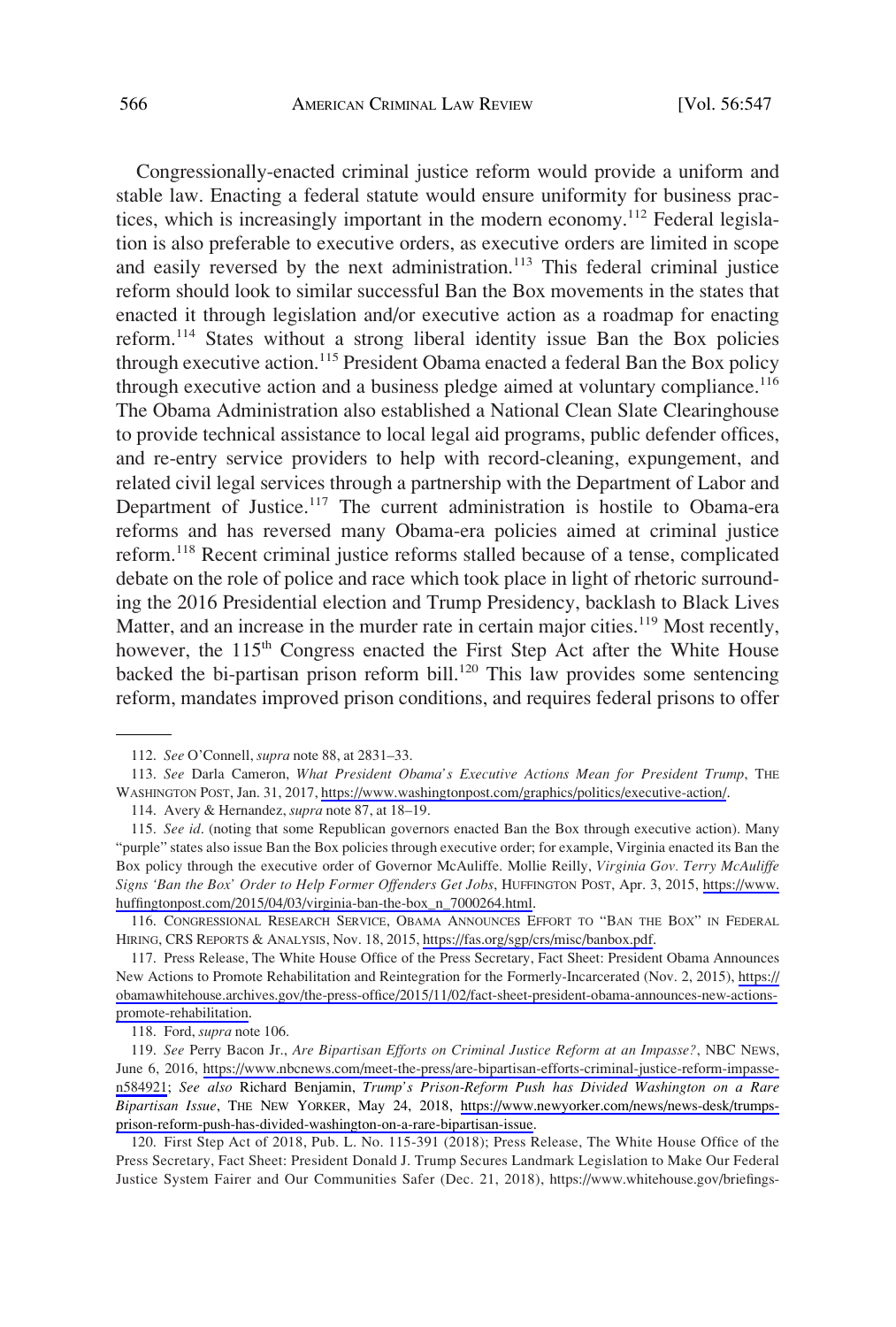Congressionally-enacted criminal justice reform would provide a uniform and stable law. Enacting a federal statute would ensure uniformity for business practices, which is increasingly important in the modern economy.[112] Federal legislation is also preferable to executive orders, as executive orders are limited in scope and easily reversed by the next administration.[113] This federal criminal justice reform should look to similar successful Ban the Box movements in the states that enacted it through legislation and/or executive action as a roadmap for enacting reform.[114] States without a strong liberal identity issue Ban the Box policies through executive action.[115] President Obama enacted a federal Ban the Box policy through executive action and a business pledge aimed at voluntary compliance.[116] The Obama Administration also established a National Clean Slate Clearinghouse to provide technical assistance to local legal aid programs, public defender offices, and re-entry service providers to help with record-cleaning, expungement, and related civil legal services through a partnership with the Department of Labor and Department of Justice.[117] The current administration is hostile to Obama-era reforms and has reversed many Obama-era policies aimed at criminal justice reform.[118] Recent criminal justice reforms stalled because of a tense, complicated debate on the role of police and race which took place in light of rhetoric surrounding the 2016 Presidential election and Trump Presidency, backlash to Black Lives Matter, and an increase in the murder rate in certain major cities.[119] Most recently, however, the 115th Congress enacted the First Step Act after the White House backed the bi-partisan prison reform bill.[120] This law provides some sentencing reform, mandates improved prison conditions, and requires federal prisons to offer

112. *See* O'Connell, *supra* note 88, at 2831–33.

113. *See* Darla Cameron, *What President Obama's Executive Actions Mean for President Trump*, THE WASHINGTON POST, Jan. 31, 2017, https://www.washingtonpost.com/graphics/politics/executive-action/.

114. Avery & Hernandez, *supra* note 87, at 18–19.

115. *See id*. (noting that some Republican governors enacted Ban the Box through executive action). Many "purple" states also issue Ban the Box policies through executive order; for example, Virginia enacted its Ban the Box policy through the executive order of Governor McAuliffe. Mollie Reilly, *Virginia Gov. Terry McAuliffe Signs 'Ban the Box' Order to Help Former Offenders Get Jobs*, HUFFINGTON POST, Apr. 3, 2015, https://www.huffingtonpost.com/2015/04/03/virginia-ban-the-box_n_7000264.html.

116. CONGRESSIONAL RESEARCH SERVICE, OBAMA ANNOUNCES EFFORT TO "BAN THE BOX" IN FEDERAL HIRING, CRS REPORTS & ANALYSIS, Nov. 18, 2015, https://fas.org/sgp/crs/misc/banbox.pdf.

117. Press Release, The White House Office of the Press Secretary, Fact Sheet: President Obama Announces New Actions to Promote Rehabilitation and Reintegration for the Formerly-Incarcerated (Nov. 2, 2015), https://obamawhitehouse.archives.gov/the-press-office/2015/11/02/fact-sheet-president-obama-announces-new-actions-promote-rehabilitation.

118. Ford, *supra* note 106.

119. *See* Perry Bacon Jr., *Are Bipartisan Efforts on Criminal Justice Reform at an Impasse?*, NBC NEWS, June 6, 2016, https://www.nbcnews.com/meet-the-press/are-bipartisan-efforts-criminal-justice-reform-impasse-n584921; *See also* Richard Benjamin, *Trump's Prison-Reform Push has Divided Washington on a Rare Bipartisan Issue*, THE NEW YORKER, May 24, 2018, https://www.newyorker.com/news/news-desk/trumps-prison-reform-push-has-divided-washington-on-a-rare-bipartisan-issue.

120. First Step Act of 2018, Pub. L. No. 115-391 (2018); Press Release, The White House Office of the Press Secretary, Fact Sheet: President Donald J. Trump Secures Landmark Legislation to Make Our Federal Justice System Fairer and Our Communities Safer (Dec. 21, 2018), https://www.whitehouse.gov/briefings-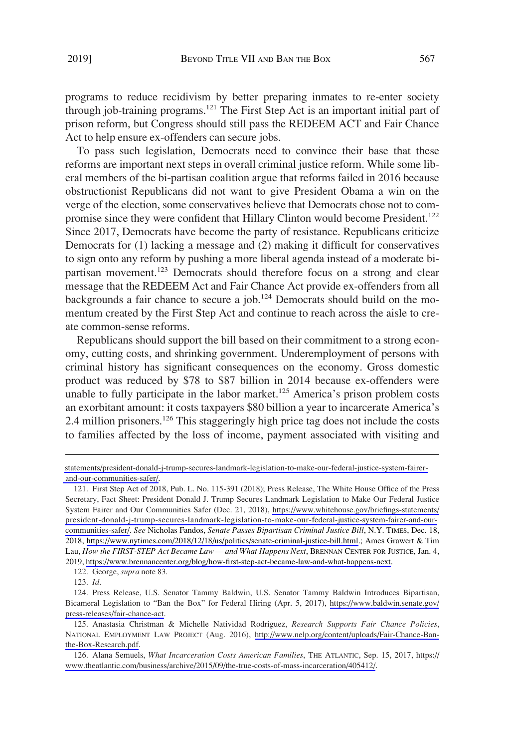programs to reduce recidivism by better preparing inmates to re-enter society through job-training programs.[121] The First Step Act is an important initial part of prison reform, but Congress should still pass the REDEEM ACT and Fair Chance Act to help ensure ex-offenders can secure jobs.

To pass such legislation, Democrats need to convince their base that these reforms are important next steps in overall criminal justice reform. While some liberal members of the bi-partisan coalition argue that reforms failed in 2016 because obstructionist Republicans did not want to give President Obama a win on the verge of the election, some conservatives believe that Democrats chose not to compromise since they were confident that Hillary Clinton would become President.[122] Since 2017, Democrats have become the party of resistance. Republicans criticize Democrats for (1) lacking a message and (2) making it difficult for conservatives to sign onto any reform by pushing a more liberal agenda instead of a moderate bi-partisan movement.[123] Democrats should therefore focus on a strong and clear message that the REDEEM Act and Fair Chance Act provide ex-offenders from all backgrounds a fair chance to secure a job.[124] Democrats should build on the momentum created by the First Step Act and continue to reach across the aisle to create common-sense reforms.

Republicans should support the bill based on their commitment to a strong economy, cutting costs, and shrinking government. Underemployment of persons with criminal history has significant consequences on the economy. Gross domestic product was reduced by $78 to $87 billion in 2014 because ex-offenders were unable to fully participate in the labor market.[125] America's prison problem costs an exorbitant amount: it costs taxpayers $80 billion a year to incarcerate America's 2.4 million prisoners.[126] This staggeringly high price tag does not include the costs to families affected by the loss of income, payment associated with visiting and

---

statements/president-donald-j-trump-secures-landmark-legislation-to-make-our-federal-justice-system-fairer-and-our-communities-safer/.

121. First Step Act of 2018, Pub. L. No. 115-391 (2018); Press Release, The White House Office of the Press Secretary, Fact Sheet: President Donald J. Trump Secures Landmark Legislation to Make Our Federal Justice System Fairer and Our Communities Safer (Dec. 21, 2018), https://www.whitehouse.gov/briefings-statements/president-donald-j-trump-secures-landmark-legislation-to-make-our-federal-justice-system-fairer-and-our-communities-safer/. *See* Nicholas Fandos, *Senate Passes Bipartisan Criminal Justice Bill*, N.Y. TIMES, Dec. 18, 2018, https://www.nytimes.com/2018/12/18/us/politics/senate-criminal-justice-bill.html.; Ames Grawert & Tim Lau, *How the FIRST-STEP Act Became Law — and What Happens Next*, BRENNAN CENTER FOR JUSTICE, Jan. 4, 2019, https://www.brennancenter.org/blog/how-first-step-act-became-law-and-what-happens-next.

122. George, *supra* note 83.

123. *Id*.

124. Press Release, U.S. Senator Tammy Baldwin, U.S. Senator Tammy Baldwin Introduces Bipartisan, Bicameral Legislation to "Ban the Box" for Federal Hiring (Apr. 5, 2017), https://www.baldwin.senate.gov/press-releases/fair-chance-act.

125. Anastasia Christman & Michelle Natividad Rodriguez, *Research Supports Fair Chance Policies*, NATIONAL EMPLOYMENT LAW PROJECT (Aug. 2016), http://www.nelp.org/content/uploads/Fair-Chance-Ban-the-Box-Research.pdf.

126. Alana Semuels, *What Incarceration Costs American Families*, THE ATLANTIC, Sep. 15, 2017, https://www.theatlantic.com/business/archive/2015/09/the-true-costs-of-mass-incarceration/405412/.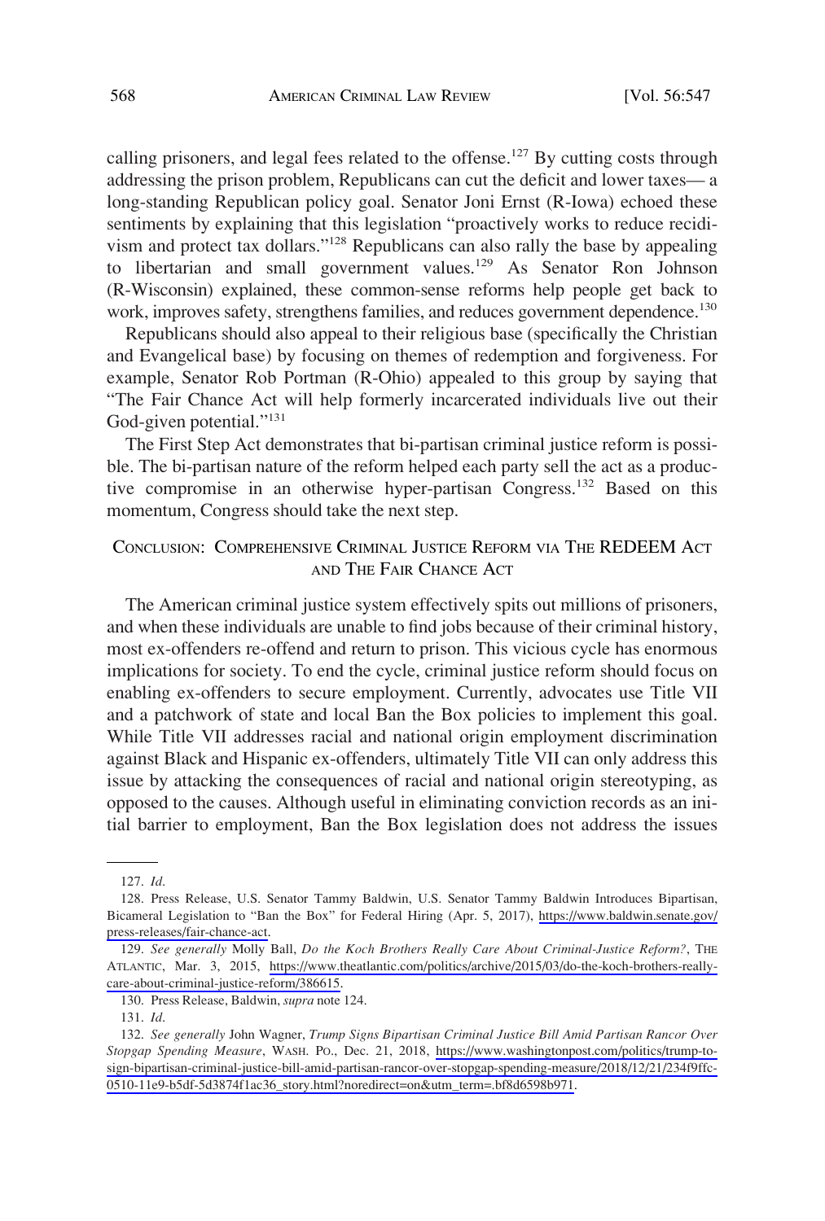calling prisoners, and legal fees related to the offense.[127] By cutting costs through addressing the prison problem, Republicans can cut the deficit and lower taxes— a long-standing Republican policy goal. Senator Joni Ernst (R-Iowa) echoed these sentiments by explaining that this legislation "proactively works to reduce recidivism and protect tax dollars."[128] Republicans can also rally the base by appealing to libertarian and small government values.[129] As Senator Ron Johnson (R-Wisconsin) explained, these common-sense reforms help people get back to work, improves safety, strengthens families, and reduces government dependence.[130]

Republicans should also appeal to their religious base (specifically the Christian and Evangelical base) by focusing on themes of redemption and forgiveness. For example, Senator Rob Portman (R-Ohio) appealed to this group by saying that "The Fair Chance Act will help formerly incarcerated individuals live out their God-given potential."[131]

The First Step Act demonstrates that bi-partisan criminal justice reform is possible. The bi-partisan nature of the reform helped each party sell the act as a productive compromise in an otherwise hyper-partisan Congress.[132] Based on this momentum, Congress should take the next step.

## Conclusion: Comprehensive Criminal Justice Reform via The REDEEM Act and The Fair Chance Act

The American criminal justice system effectively spits out millions of prisoners, and when these individuals are unable to find jobs because of their criminal history, most ex-offenders re-offend and return to prison. This vicious cycle has enormous implications for society. To end the cycle, criminal justice reform should focus on enabling ex-offenders to secure employment. Currently, advocates use Title VII and a patchwork of state and local Ban the Box policies to implement this goal. While Title VII addresses racial and national origin employment discrimination against Black and Hispanic ex-offenders, ultimately Title VII can only address this issue by attacking the consequences of racial and national origin stereotyping, as opposed to the causes. Although useful in eliminating conviction records as an initial barrier to employment, Ban the Box legislation does not address the issues

---

127. *Id.*

128. Press Release, U.S. Senator Tammy Baldwin, U.S. Senator Tammy Baldwin Introduces Bipartisan, Bicameral Legislation to "Ban the Box" for Federal Hiring (Apr. 5, 2017), https://www.baldwin.senate.gov/press-releases/fair-chance-act.

129. *See generally* Molly Ball, *Do the Koch Brothers Really Care About Criminal-Justice Reform?*, THE ATLANTIC, Mar. 3, 2015, https://www.theatlantic.com/politics/archive/2015/03/do-the-koch-brothers-really-care-about-criminal-justice-reform/386615.

130. Press Release, Baldwin, *supra* note 124.

131. *Id.*

132. *See generally* John Wagner, *Trump Signs Bipartisan Criminal Justice Bill Amid Partisan Rancor Over Stopgap Spending Measure*, WASH. PO., Dec. 21, 2018, https://www.washingtonpost.com/politics/trump-to-sign-bipartisan-criminal-justice-bill-amid-partisan-rancor-over-stopgap-spending-measure/2018/12/21/234f9ffc-0510-11e9-b5df-5d3874f1ac36_story.html?noredirect=on&utm_term=.bf8d6598b971.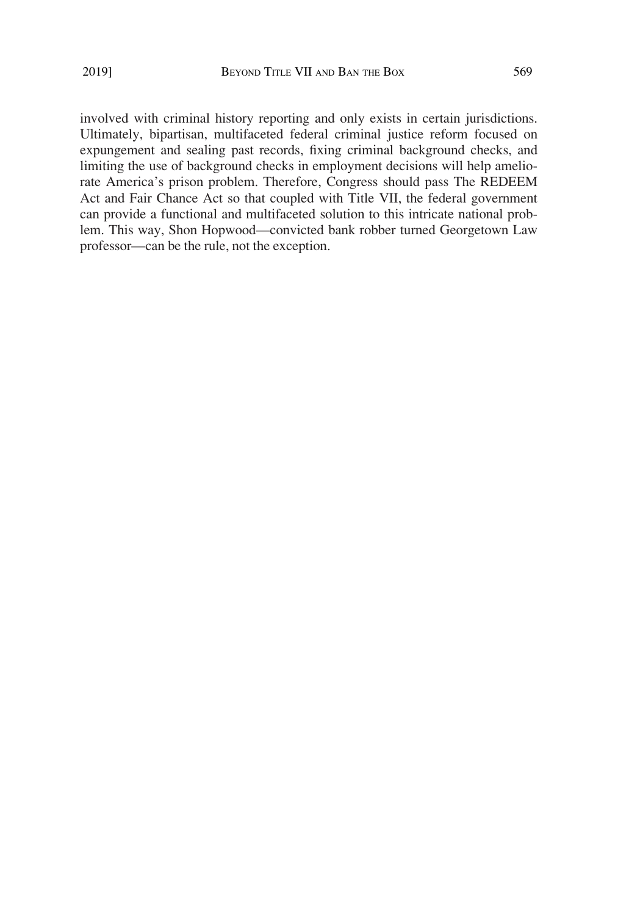involved with criminal history reporting and only exists in certain jurisdictions. Ultimately, bipartisan, multifaceted federal criminal justice reform focused on expungement and sealing past records, fixing criminal background checks, and limiting the use of background checks in employment decisions will help ameliorate America's prison problem. Therefore, Congress should pass The REDEEM Act and Fair Chance Act so that coupled with Title VII, the federal government can provide a functional and multifaceted solution to this intricate national problem. This way, Shon Hopwood—convicted bank robber turned Georgetown Law professor—can be the rule, not the exception.